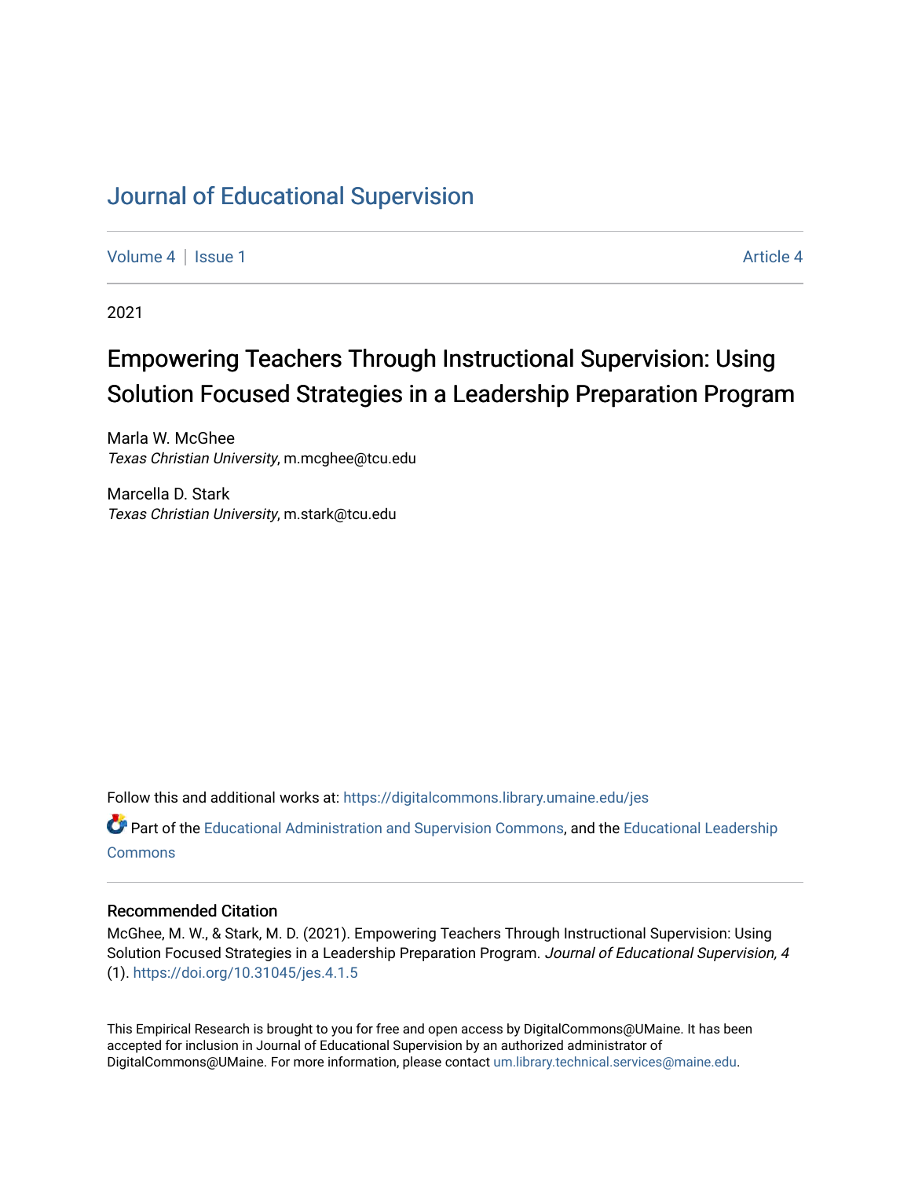# Journal of Educational Supervision

Volume 4 | Issue 1 Article 4

2021

## Empowering Teachers Through Instructional Supervision: Using Solution Focused Strategies in a Leadership Preparation Program

Marla W. McGhee
*Texas Christian University*, m.mcghee@tcu.edu

Marcella D. Stark
*Texas Christian University*, m.stark@tcu.edu

Follow this and additional works at: https://digitalcommons.library.umaine.edu/jes

Part of the Educational Administration and Supervision Commons, and the Educational Leadership Commons

### Recommended Citation

McGhee, M. W., & Stark, M. D. (2021). Empowering Teachers Through Instructional Supervision: Using Solution Focused Strategies in a Leadership Preparation Program. *Journal of Educational Supervision, 4* (1). https://doi.org/10.31045/jes.4.1.5

This Empirical Research is brought to you for free and open access by DigitalCommons@UMaine. It has been accepted for inclusion in Journal of Educational Supervision by an authorized administrator of DigitalCommons@UMaine. For more information, please contact um.library.technical.services@maine.edu.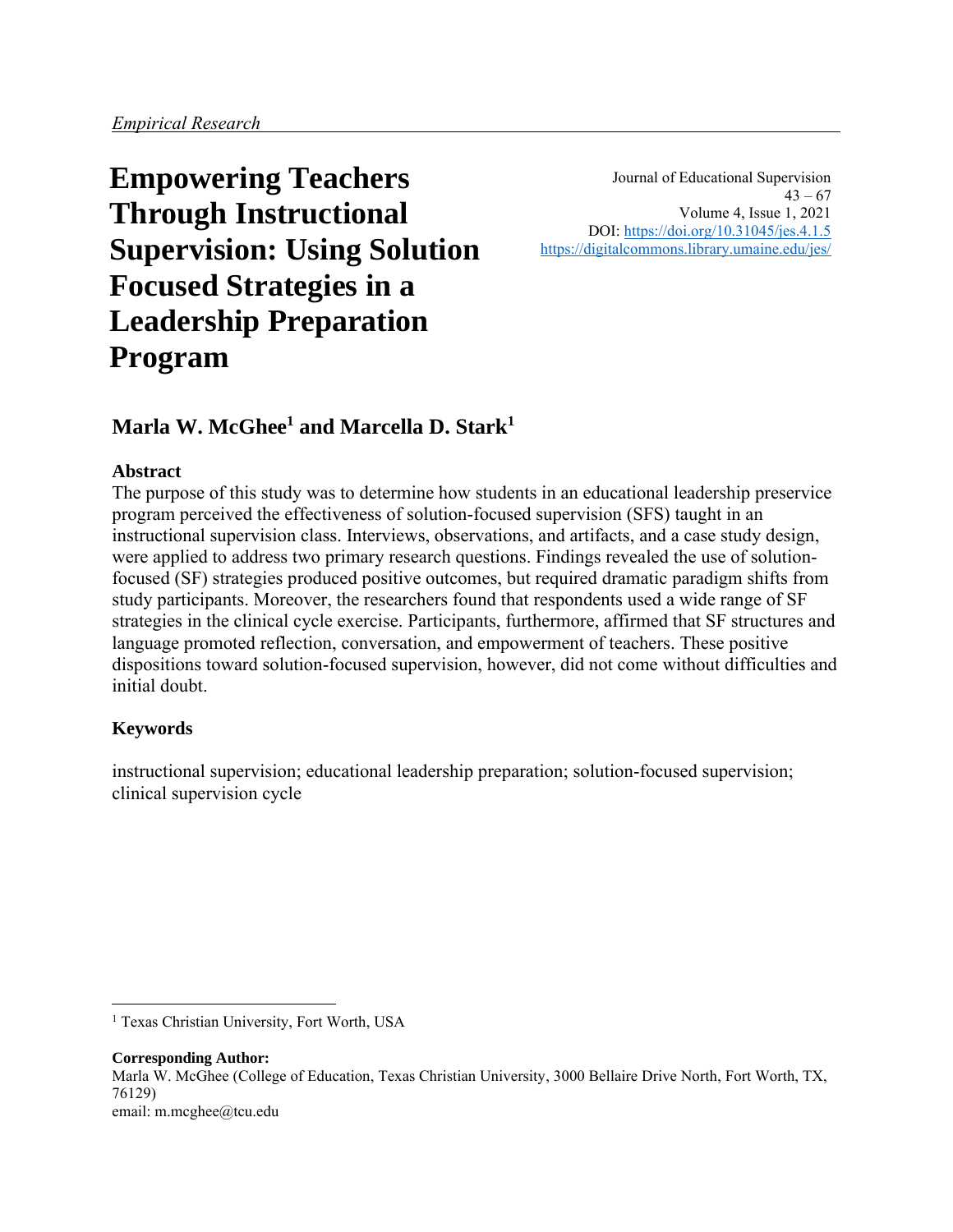*Empirical Research*

# Empowering Teachers Through Instructional Supervision: Using Solution Focused Strategies in a Leadership Preparation Program

Journal of Educational Supervision
43 – 67
Volume 4, Issue 1, 2021
DOI: https://doi.org/10.31045/jes.4.1.5
https://digitalcommons.library.umaine.edu/jes/

## Marla W. McGhee[1] and Marcella D. Stark[1]

### Abstract

The purpose of this study was to determine how students in an educational leadership preservice program perceived the effectiveness of solution-focused supervision (SFS) taught in an instructional supervision class. Interviews, observations, and artifacts, and a case study design, were applied to address two primary research questions. Findings revealed the use of solution-focused (SF) strategies produced positive outcomes, but required dramatic paradigm shifts from study participants. Moreover, the researchers found that respondents used a wide range of SF strategies in the clinical cycle exercise. Participants, furthermore, affirmed that SF structures and language promoted reflection, conversation, and empowerment of teachers. These positive dispositions toward solution-focused supervision, however, did not come without difficulties and initial doubt.

### Keywords

instructional supervision; educational leadership preparation; solution-focused supervision; clinical supervision cycle

---

[1] Texas Christian University, Fort Worth, USA

**Corresponding Author:**
Marla W. McGhee (College of Education, Texas Christian University, 3000 Bellaire Drive North, Fort Worth, TX, 76129)
email: m.mcghee@tcu.edu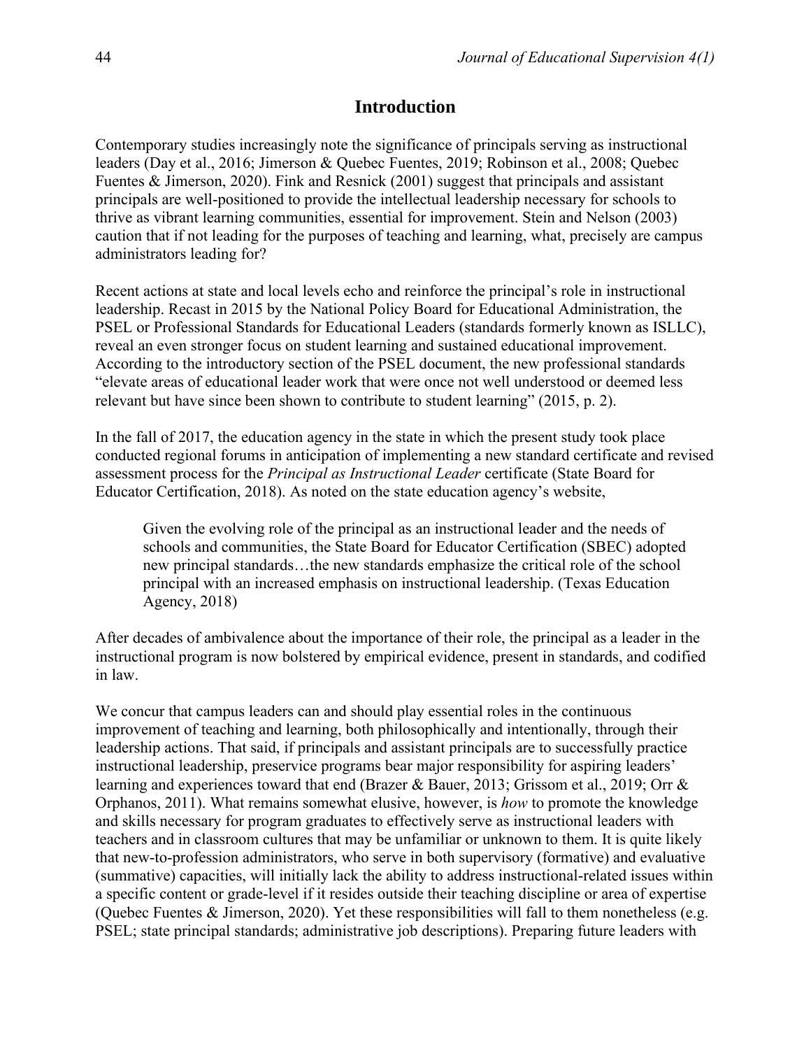## Introduction

Contemporary studies increasingly note the significance of principals serving as instructional leaders (Day et al., 2016; Jimerson & Quebec Fuentes, 2019; Robinson et al., 2008; Quebec Fuentes & Jimerson, 2020). Fink and Resnick (2001) suggest that principals and assistant principals are well-positioned to provide the intellectual leadership necessary for schools to thrive as vibrant learning communities, essential for improvement. Stein and Nelson (2003) caution that if not leading for the purposes of teaching and learning, what, precisely are campus administrators leading for?

Recent actions at state and local levels echo and reinforce the principal's role in instructional leadership. Recast in 2015 by the National Policy Board for Educational Administration, the PSEL or Professional Standards for Educational Leaders (standards formerly known as ISLLC), reveal an even stronger focus on student learning and sustained educational improvement. According to the introductory section of the PSEL document, the new professional standards "elevate areas of educational leader work that were once not well understood or deemed less relevant but have since been shown to contribute to student learning" (2015, p. 2).

In the fall of 2017, the education agency in the state in which the present study took place conducted regional forums in anticipation of implementing a new standard certificate and revised assessment process for the *Principal as Instructional Leader* certificate (State Board for Educator Certification, 2018). As noted on the state education agency's website,

> Given the evolving role of the principal as an instructional leader and the needs of schools and communities, the State Board for Educator Certification (SBEC) adopted new principal standards…the new standards emphasize the critical role of the school principal with an increased emphasis on instructional leadership. (Texas Education Agency, 2018)

After decades of ambivalence about the importance of their role, the principal as a leader in the instructional program is now bolstered by empirical evidence, present in standards, and codified in law.

We concur that campus leaders can and should play essential roles in the continuous improvement of teaching and learning, both philosophically and intentionally, through their leadership actions. That said, if principals and assistant principals are to successfully practice instructional leadership, preservice programs bear major responsibility for aspiring leaders' learning and experiences toward that end (Brazer & Bauer, 2013; Grissom et al., 2019; Orr & Orphanos, 2011). What remains somewhat elusive, however, is *how* to promote the knowledge and skills necessary for program graduates to effectively serve as instructional leaders with teachers and in classroom cultures that may be unfamiliar or unknown to them. It is quite likely that new-to-profession administrators, who serve in both supervisory (formative) and evaluative (summative) capacities, will initially lack the ability to address instructional-related issues within a specific content or grade-level if it resides outside their teaching discipline or area of expertise (Quebec Fuentes & Jimerson, 2020). Yet these responsibilities will fall to them nonetheless (e.g. PSEL; state principal standards; administrative job descriptions). Preparing future leaders with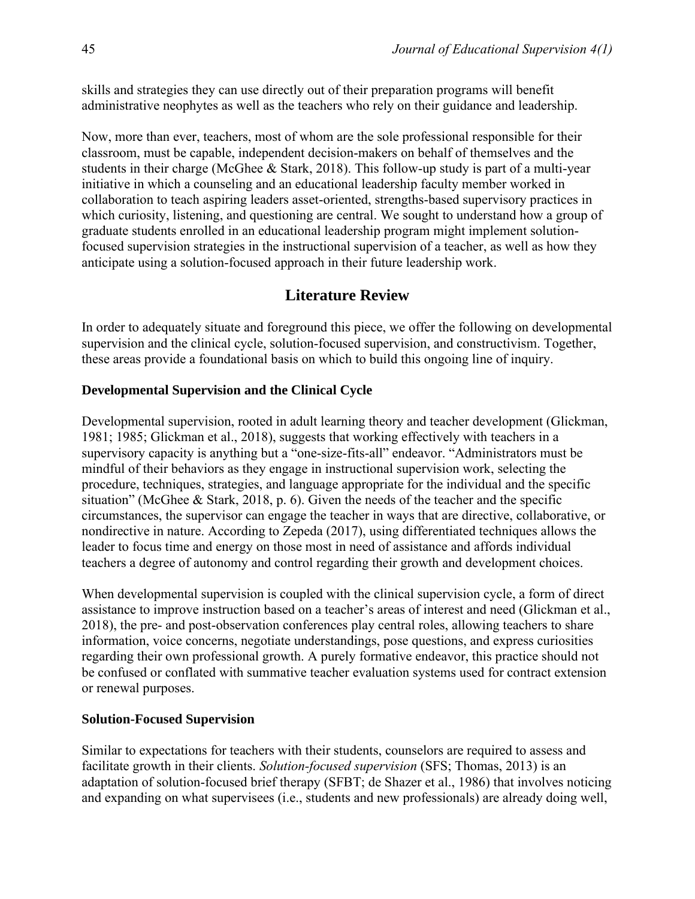skills and strategies they can use directly out of their preparation programs will benefit administrative neophytes as well as the teachers who rely on their guidance and leadership.

Now, more than ever, teachers, most of whom are the sole professional responsible for their classroom, must be capable, independent decision-makers on behalf of themselves and the students in their charge (McGhee & Stark, 2018). This follow-up study is part of a multi-year initiative in which a counseling and an educational leadership faculty member worked in collaboration to teach aspiring leaders asset-oriented, strengths-based supervisory practices in which curiosity, listening, and questioning are central. We sought to understand how a group of graduate students enrolled in an educational leadership program might implement solution-focused supervision strategies in the instructional supervision of a teacher, as well as how they anticipate using a solution-focused approach in their future leadership work.

## Literature Review

In order to adequately situate and foreground this piece, we offer the following on developmental supervision and the clinical cycle, solution-focused supervision, and constructivism. Together, these areas provide a foundational basis on which to build this ongoing line of inquiry.

### Developmental Supervision and the Clinical Cycle

Developmental supervision, rooted in adult learning theory and teacher development (Glickman, 1981; 1985; Glickman et al., 2018), suggests that working effectively with teachers in a supervisory capacity is anything but a "one-size-fits-all" endeavor. "Administrators must be mindful of their behaviors as they engage in instructional supervision work, selecting the procedure, techniques, strategies, and language appropriate for the individual and the specific situation" (McGhee & Stark, 2018, p. 6). Given the needs of the teacher and the specific circumstances, the supervisor can engage the teacher in ways that are directive, collaborative, or nondirective in nature. According to Zepeda (2017), using differentiated techniques allows the leader to focus time and energy on those most in need of assistance and affords individual teachers a degree of autonomy and control regarding their growth and development choices.

When developmental supervision is coupled with the clinical supervision cycle, a form of direct assistance to improve instruction based on a teacher's areas of interest and need (Glickman et al., 2018), the pre- and post-observation conferences play central roles, allowing teachers to share information, voice concerns, negotiate understandings, pose questions, and express curiosities regarding their own professional growth. A purely formative endeavor, this practice should not be confused or conflated with summative teacher evaluation systems used for contract extension or renewal purposes.

### Solution-Focused Supervision

Similar to expectations for teachers with their students, counselors are required to assess and facilitate growth in their clients. *Solution-focused supervision* (SFS; Thomas, 2013) is an adaptation of solution-focused brief therapy (SFBT; de Shazer et al., 1986) that involves noticing and expanding on what supervisees (i.e., students and new professionals) are already doing well,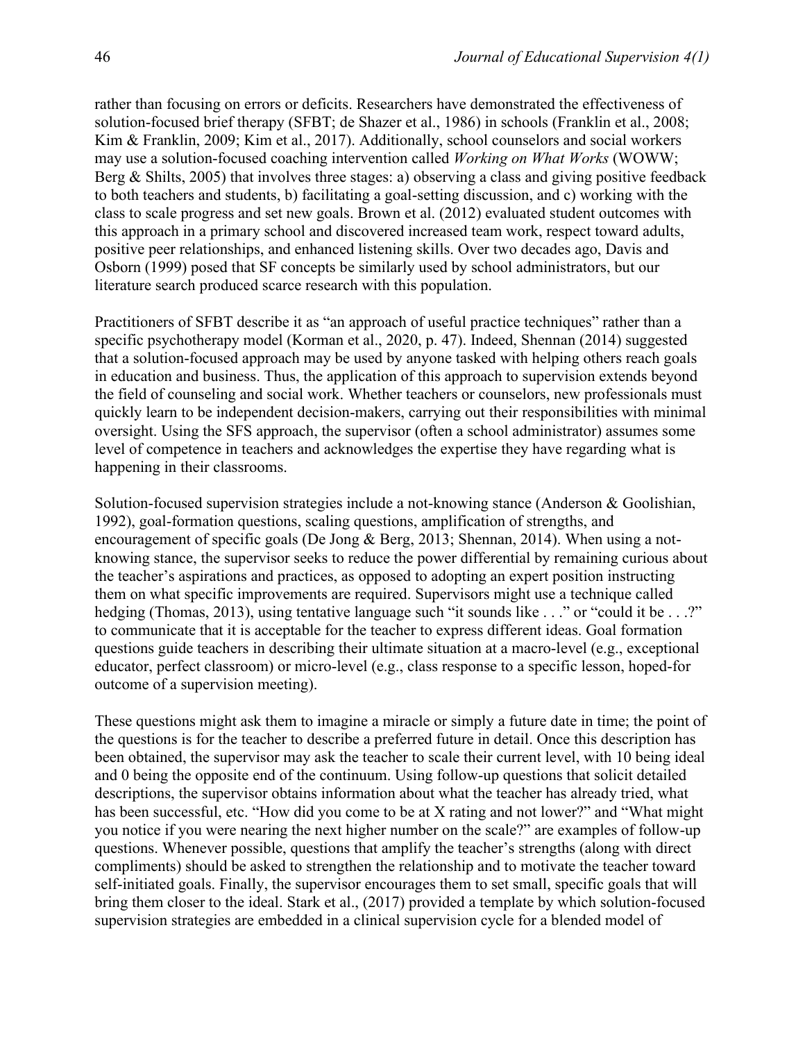rather than focusing on errors or deficits. Researchers have demonstrated the effectiveness of solution-focused brief therapy (SFBT; de Shazer et al., 1986) in schools (Franklin et al., 2008; Kim & Franklin, 2009; Kim et al., 2017). Additionally, school counselors and social workers may use a solution-focused coaching intervention called *Working on What Works* (WOWW; Berg & Shilts, 2005) that involves three stages: a) observing a class and giving positive feedback to both teachers and students, b) facilitating a goal-setting discussion, and c) working with the class to scale progress and set new goals. Brown et al. (2012) evaluated student outcomes with this approach in a primary school and discovered increased team work, respect toward adults, positive peer relationships, and enhanced listening skills. Over two decades ago, Davis and Osborn (1999) posed that SF concepts be similarly used by school administrators, but our literature search produced scarce research with this population.

Practitioners of SFBT describe it as "an approach of useful practice techniques" rather than a specific psychotherapy model (Korman et al., 2020, p. 47). Indeed, Shennan (2014) suggested that a solution-focused approach may be used by anyone tasked with helping others reach goals in education and business. Thus, the application of this approach to supervision extends beyond the field of counseling and social work. Whether teachers or counselors, new professionals must quickly learn to be independent decision-makers, carrying out their responsibilities with minimal oversight. Using the SFS approach, the supervisor (often a school administrator) assumes some level of competence in teachers and acknowledges the expertise they have regarding what is happening in their classrooms.

Solution-focused supervision strategies include a not-knowing stance (Anderson & Goolishian, 1992), goal-formation questions, scaling questions, amplification of strengths, and encouragement of specific goals (De Jong & Berg, 2013; Shennan, 2014). When using a not-knowing stance, the supervisor seeks to reduce the power differential by remaining curious about the teacher's aspirations and practices, as opposed to adopting an expert position instructing them on what specific improvements are required. Supervisors might use a technique called hedging (Thomas, 2013), using tentative language such "it sounds like . . ." or "could it be . . .?" to communicate that it is acceptable for the teacher to express different ideas. Goal formation questions guide teachers in describing their ultimate situation at a macro-level (e.g., exceptional educator, perfect classroom) or micro-level (e.g., class response to a specific lesson, hoped-for outcome of a supervision meeting).

These questions might ask them to imagine a miracle or simply a future date in time; the point of the questions is for the teacher to describe a preferred future in detail. Once this description has been obtained, the supervisor may ask the teacher to scale their current level, with 10 being ideal and 0 being the opposite end of the continuum. Using follow-up questions that solicit detailed descriptions, the supervisor obtains information about what the teacher has already tried, what has been successful, etc. "How did you come to be at X rating and not lower?" and "What might you notice if you were nearing the next higher number on the scale?" are examples of follow-up questions. Whenever possible, questions that amplify the teacher's strengths (along with direct compliments) should be asked to strengthen the relationship and to motivate the teacher toward self-initiated goals. Finally, the supervisor encourages them to set small, specific goals that will bring them closer to the ideal. Stark et al., (2017) provided a template by which solution-focused supervision strategies are embedded in a clinical supervision cycle for a blended model of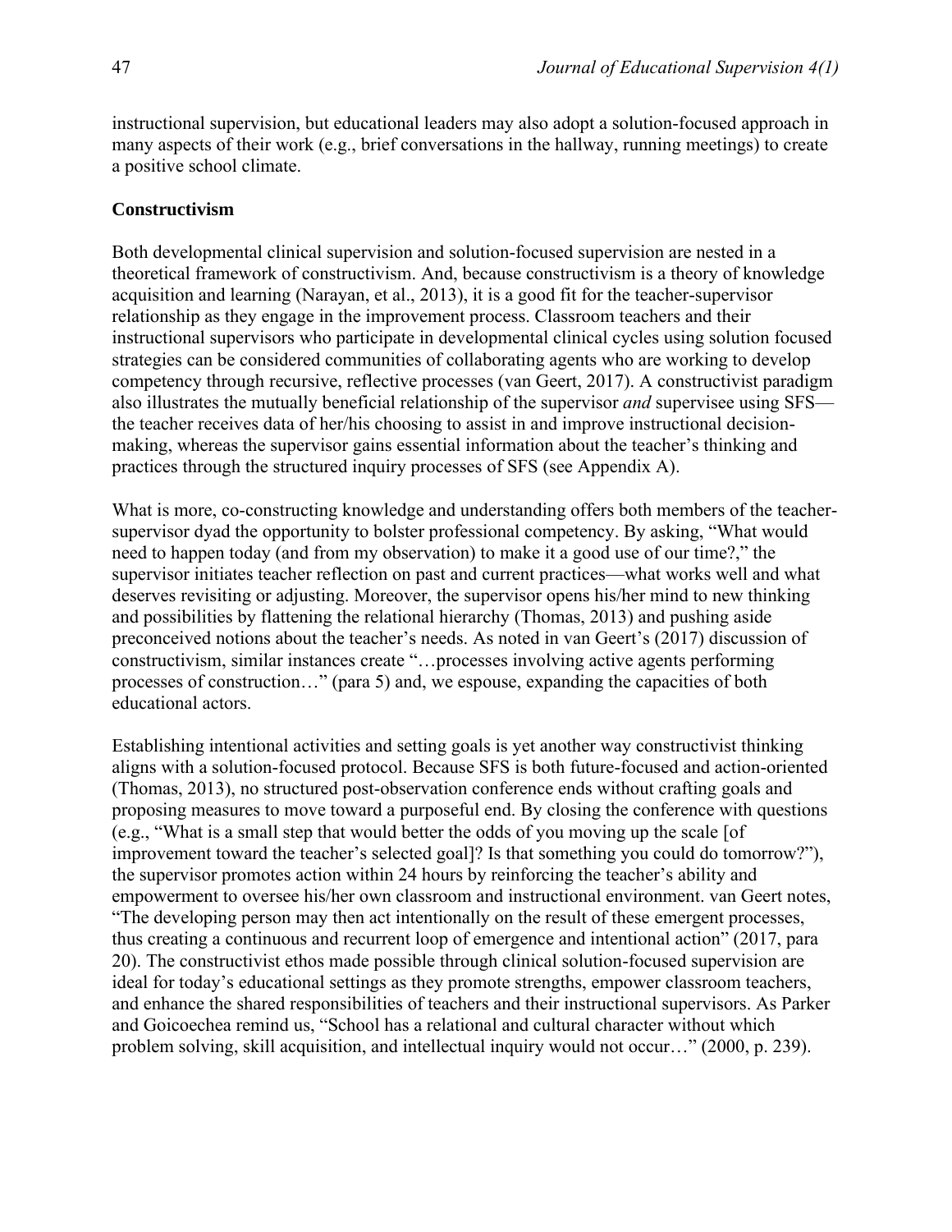instructional supervision, but educational leaders may also adopt a solution-focused approach in many aspects of their work (e.g., brief conversations in the hallway, running meetings) to create a positive school climate.

**Constructivism**

Both developmental clinical supervision and solution-focused supervision are nested in a theoretical framework of constructivism. And, because constructivism is a theory of knowledge acquisition and learning (Narayan, et al., 2013), it is a good fit for the teacher-supervisor relationship as they engage in the improvement process. Classroom teachers and their instructional supervisors who participate in developmental clinical cycles using solution focused strategies can be considered communities of collaborating agents who are working to develop competency through recursive, reflective processes (van Geert, 2017). A constructivist paradigm also illustrates the mutually beneficial relationship of the supervisor *and* supervisee using SFS—the teacher receives data of her/his choosing to assist in and improve instructional decision-making, whereas the supervisor gains essential information about the teacher's thinking and practices through the structured inquiry processes of SFS (see Appendix A).

What is more, co-constructing knowledge and understanding offers both members of the teacher-supervisor dyad the opportunity to bolster professional competency. By asking, "What would need to happen today (and from my observation) to make it a good use of our time?," the supervisor initiates teacher reflection on past and current practices—what works well and what deserves revisiting or adjusting. Moreover, the supervisor opens his/her mind to new thinking and possibilities by flattening the relational hierarchy (Thomas, 2013) and pushing aside preconceived notions about the teacher's needs. As noted in van Geert's (2017) discussion of constructivism, similar instances create "…processes involving active agents performing processes of construction…" (para 5) and, we espouse, expanding the capacities of both educational actors.

Establishing intentional activities and setting goals is yet another way constructivist thinking aligns with a solution-focused protocol. Because SFS is both future-focused and action-oriented (Thomas, 2013), no structured post-observation conference ends without crafting goals and proposing measures to move toward a purposeful end. By closing the conference with questions (e.g., "What is a small step that would better the odds of you moving up the scale [of improvement toward the teacher's selected goal]? Is that something you could do tomorrow?"), the supervisor promotes action within 24 hours by reinforcing the teacher's ability and empowerment to oversee his/her own classroom and instructional environment. van Geert notes, "The developing person may then act intentionally on the result of these emergent processes, thus creating a continuous and recurrent loop of emergence and intentional action" (2017, para 20). The constructivist ethos made possible through clinical solution-focused supervision are ideal for today's educational settings as they promote strengths, empower classroom teachers, and enhance the shared responsibilities of teachers and their instructional supervisors. As Parker and Goicoechea remind us, "School has a relational and cultural character without which problem solving, skill acquisition, and intellectual inquiry would not occur…" (2000, p. 239).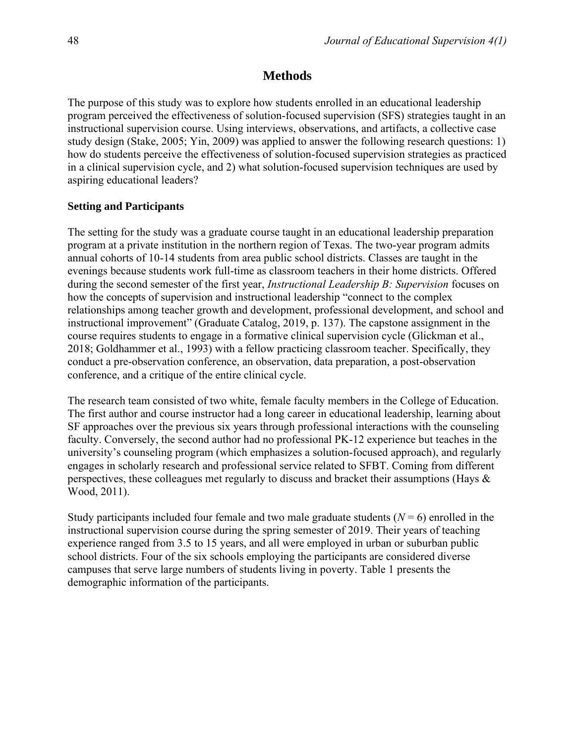## Methods

The purpose of this study was to explore how students enrolled in an educational leadership program perceived the effectiveness of solution-focused supervision (SFS) strategies taught in an instructional supervision course. Using interviews, observations, and artifacts, a collective case study design (Stake, 2005; Yin, 2009) was applied to answer the following research questions: 1) how do students perceive the effectiveness of solution-focused supervision strategies as practiced in a clinical supervision cycle, and 2) what solution-focused supervision techniques are used by aspiring educational leaders?

### Setting and Participants

The setting for the study was a graduate course taught in an educational leadership preparation program at a private institution in the northern region of Texas. The two-year program admits annual cohorts of 10-14 students from area public school districts. Classes are taught in the evenings because students work full-time as classroom teachers in their home districts. Offered during the second semester of the first year, *Instructional Leadership B: Supervision* focuses on how the concepts of supervision and instructional leadership "connect to the complex relationships among teacher growth and development, professional development, and school and instructional improvement" (Graduate Catalog, 2019, p. 137). The capstone assignment in the course requires students to engage in a formative clinical supervision cycle (Glickman et al., 2018; Goldhammer et al., 1993) with a fellow practicing classroom teacher. Specifically, they conduct a pre-observation conference, an observation, data preparation, a post-observation conference, and a critique of the entire clinical cycle.

The research team consisted of two white, female faculty members in the College of Education. The first author and course instructor had a long career in educational leadership, learning about SF approaches over the previous six years through professional interactions with the counseling faculty. Conversely, the second author had no professional PK-12 experience but teaches in the university's counseling program (which emphasizes a solution-focused approach), and regularly engages in scholarly research and professional service related to SFBT. Coming from different perspectives, these colleagues met regularly to discuss and bracket their assumptions (Hays & Wood, 2011).

Study participants included four female and two male graduate students ($N = 6$) enrolled in the instructional supervision course during the spring semester of 2019. Their years of teaching experience ranged from 3.5 to 15 years, and all were employed in urban or suburban public school districts. Four of the six schools employing the participants are considered diverse campuses that serve large numbers of students living in poverty. Table 1 presents the demographic information of the participants.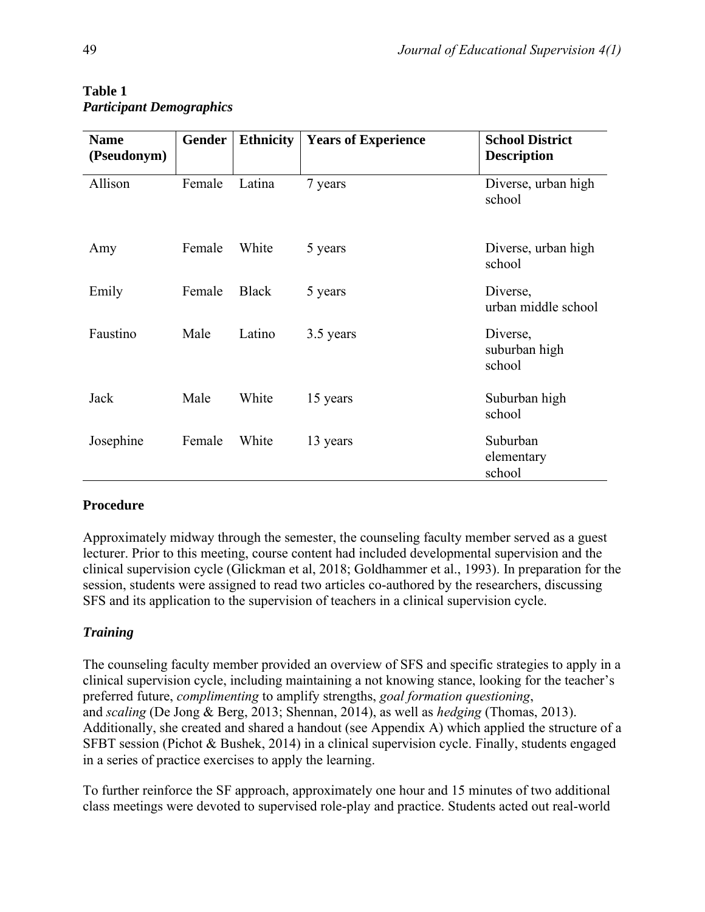**Table 1**
***Participant Demographics***

| Name (Pseudonym) | Gender | Ethnicity | Years of Experience | School District Description |
|---|---|---|---|---|
| Allison | Female | Latina | 7 years | Diverse, urban high school |
| Amy | Female | White | 5 years | Diverse, urban high school |
| Emily | Female | Black | 5 years | Diverse, urban middle school |
| Faustino | Male | Latino | 3.5 years | Diverse, suburban high school |
| Jack | Male | White | 15 years | Suburban high school |
| Josephine | Female | White | 13 years | Suburban elementary school |

## Procedure

Approximately midway through the semester, the counseling faculty member served as a guest lecturer. Prior to this meeting, course content had included developmental supervision and the clinical supervision cycle (Glickman et al, 2018; Goldhammer et al., 1993). In preparation for the session, students were assigned to read two articles co-authored by the researchers, discussing SFS and its application to the supervision of teachers in a clinical supervision cycle.

### *Training*

The counseling faculty member provided an overview of SFS and specific strategies to apply in a clinical supervision cycle, including maintaining a not knowing stance, looking for the teacher's preferred future, *complimenting* to amplify strengths, *goal formation questioning*, and *scaling* (De Jong & Berg, 2013; Shennan, 2014), as well as *hedging* (Thomas, 2013). Additionally, she created and shared a handout (see Appendix A) which applied the structure of a SFBT session (Pichot & Bushek, 2014) in a clinical supervision cycle. Finally, students engaged in a series of practice exercises to apply the learning.

To further reinforce the SF approach, approximately one hour and 15 minutes of two additional class meetings were devoted to supervised role-play and practice. Students acted out real-world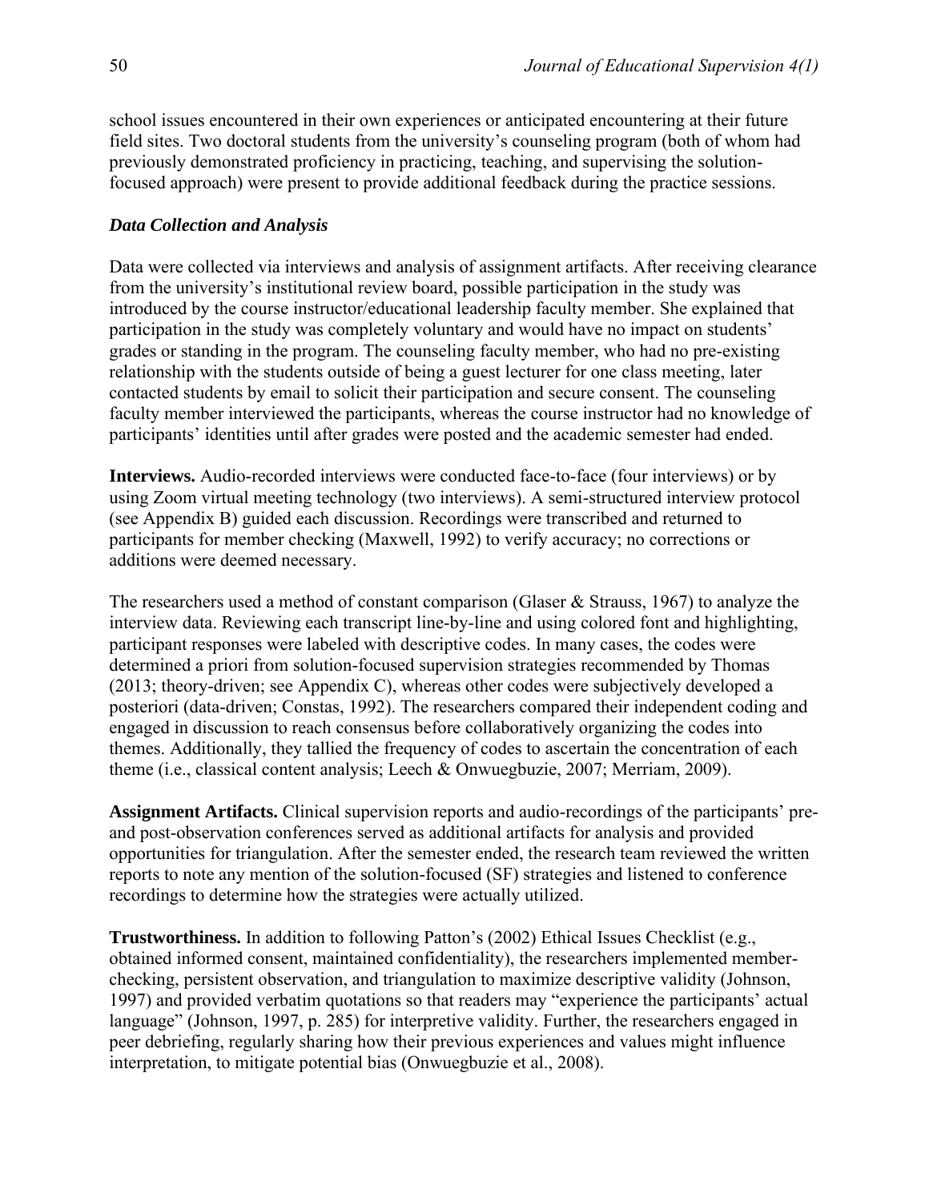school issues encountered in their own experiences or anticipated encountering at their future field sites. Two doctoral students from the university's counseling program (both of whom had previously demonstrated proficiency in practicing, teaching, and supervising the solution-focused approach) were present to provide additional feedback during the practice sessions.

### *Data Collection and Analysis*

Data were collected via interviews and analysis of assignment artifacts. After receiving clearance from the university's institutional review board, possible participation in the study was introduced by the course instructor/educational leadership faculty member. She explained that participation in the study was completely voluntary and would have no impact on students' grades or standing in the program. The counseling faculty member, who had no pre-existing relationship with the students outside of being a guest lecturer for one class meeting, later contacted students by email to solicit their participation and secure consent. The counseling faculty member interviewed the participants, whereas the course instructor had no knowledge of participants' identities until after grades were posted and the academic semester had ended.

**Interviews.** Audio-recorded interviews were conducted face-to-face (four interviews) or by using Zoom virtual meeting technology (two interviews). A semi-structured interview protocol (see Appendix B) guided each discussion. Recordings were transcribed and returned to participants for member checking (Maxwell, 1992) to verify accuracy; no corrections or additions were deemed necessary.

The researchers used a method of constant comparison (Glaser & Strauss, 1967) to analyze the interview data. Reviewing each transcript line-by-line and using colored font and highlighting, participant responses were labeled with descriptive codes. In many cases, the codes were determined a priori from solution-focused supervision strategies recommended by Thomas (2013; theory-driven; see Appendix C), whereas other codes were subjectively developed a posteriori (data-driven; Constas, 1992). The researchers compared their independent coding and engaged in discussion to reach consensus before collaboratively organizing the codes into themes. Additionally, they tallied the frequency of codes to ascertain the concentration of each theme (i.e., classical content analysis; Leech & Onwuegbuzie, 2007; Merriam, 2009).

**Assignment Artifacts.** Clinical supervision reports and audio-recordings of the participants' pre- and post-observation conferences served as additional artifacts for analysis and provided opportunities for triangulation. After the semester ended, the research team reviewed the written reports to note any mention of the solution-focused (SF) strategies and listened to conference recordings to determine how the strategies were actually utilized.

**Trustworthiness.** In addition to following Patton's (2002) Ethical Issues Checklist (e.g., obtained informed consent, maintained confidentiality), the researchers implemented member-checking, persistent observation, and triangulation to maximize descriptive validity (Johnson, 1997) and provided verbatim quotations so that readers may "experience the participants' actual language" (Johnson, 1997, p. 285) for interpretive validity. Further, the researchers engaged in peer debriefing, regularly sharing how their previous experiences and values might influence interpretation, to mitigate potential bias (Onwuegbuzie et al., 2008).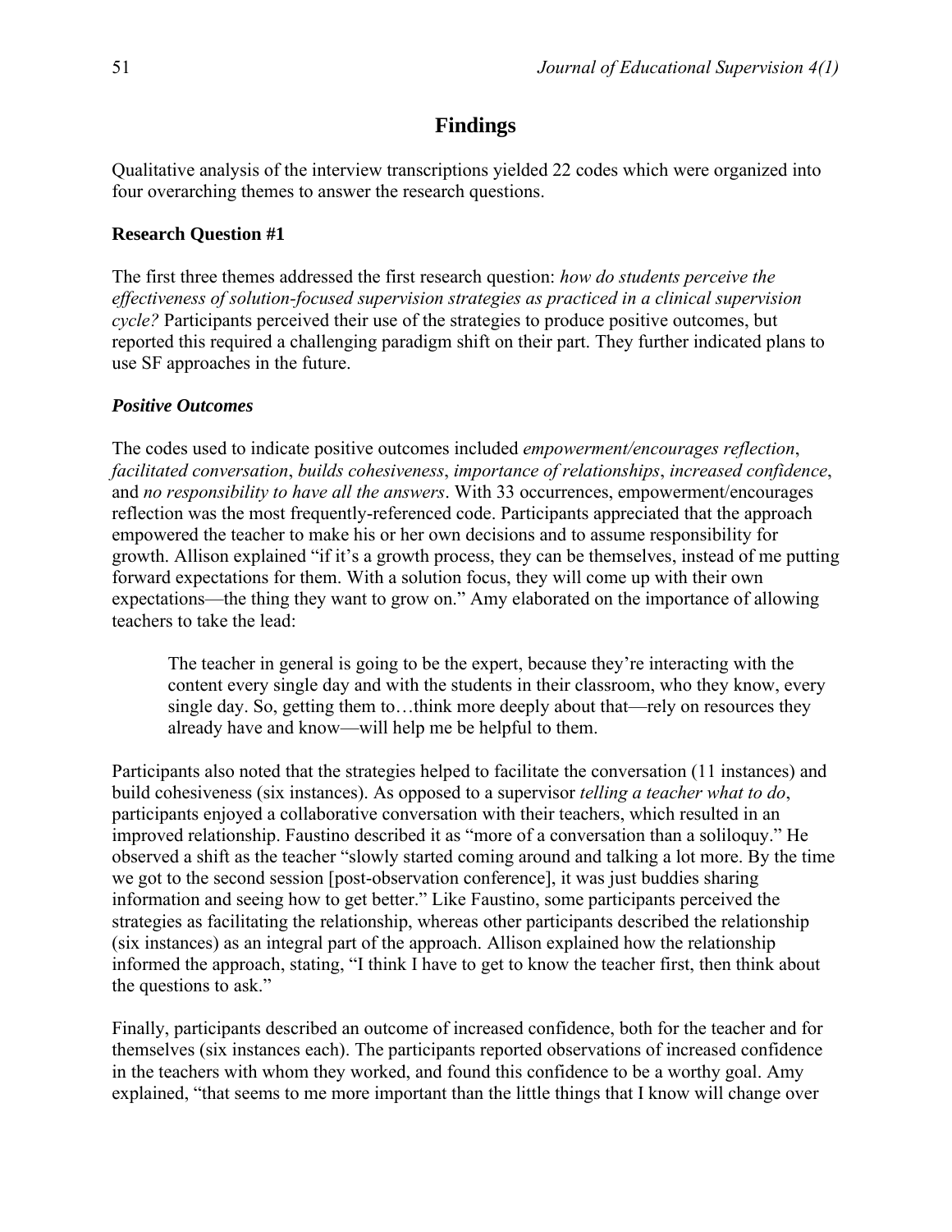## Findings

Qualitative analysis of the interview transcriptions yielded 22 codes which were organized into four overarching themes to answer the research questions.

### Research Question #1

The first three themes addressed the first research question: *how do students perceive the effectiveness of solution-focused supervision strategies as practiced in a clinical supervision cycle?* Participants perceived their use of the strategies to produce positive outcomes, but reported this required a challenging paradigm shift on their part. They further indicated plans to use SF approaches in the future.

#### *Positive Outcomes*

The codes used to indicate positive outcomes included *empowerment/encourages reflection*, *facilitated conversation*, *builds cohesiveness*, *importance of relationships*, *increased confidence*, and *no responsibility to have all the answers*. With 33 occurrences, empowerment/encourages reflection was the most frequently-referenced code. Participants appreciated that the approach empowered the teacher to make his or her own decisions and to assume responsibility for growth. Allison explained "if it's a growth process, they can be themselves, instead of me putting forward expectations for them. With a solution focus, they will come up with their own expectations—the thing they want to grow on." Amy elaborated on the importance of allowing teachers to take the lead:

> The teacher in general is going to be the expert, because they're interacting with the content every single day and with the students in their classroom, who they know, every single day. So, getting them to…think more deeply about that—rely on resources they already have and know—will help me be helpful to them.

Participants also noted that the strategies helped to facilitate the conversation (11 instances) and build cohesiveness (six instances). As opposed to a supervisor *telling a teacher what to do*, participants enjoyed a collaborative conversation with their teachers, which resulted in an improved relationship. Faustino described it as "more of a conversation than a soliloquy." He observed a shift as the teacher "slowly started coming around and talking a lot more. By the time we got to the second session [post-observation conference], it was just buddies sharing information and seeing how to get better." Like Faustino, some participants perceived the strategies as facilitating the relationship, whereas other participants described the relationship (six instances) as an integral part of the approach. Allison explained how the relationship informed the approach, stating, "I think I have to get to know the teacher first, then think about the questions to ask."

Finally, participants described an outcome of increased confidence, both for the teacher and for themselves (six instances each). The participants reported observations of increased confidence in the teachers with whom they worked, and found this confidence to be a worthy goal. Amy explained, "that seems to me more important than the little things that I know will change over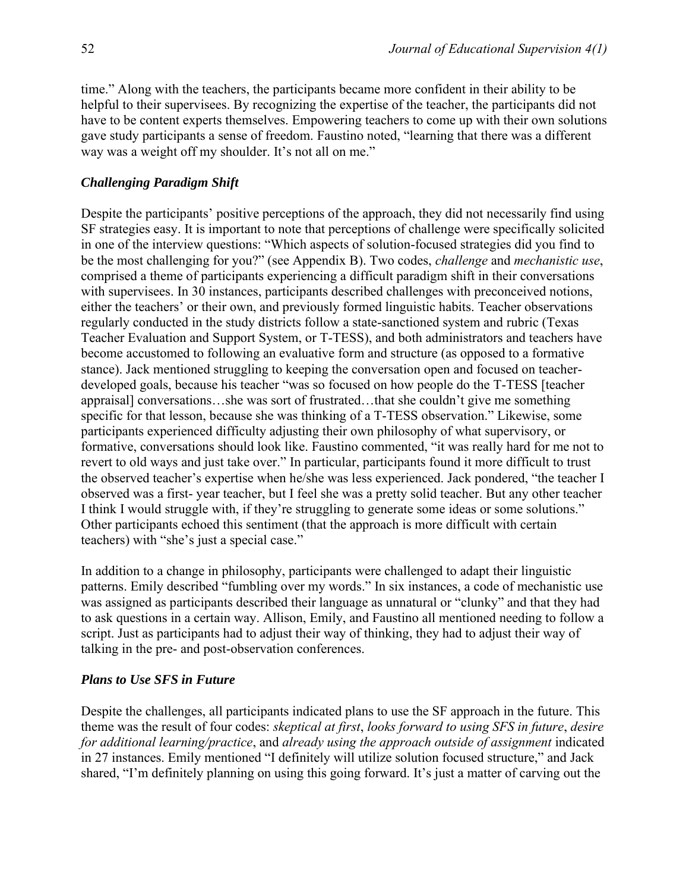time." Along with the teachers, the participants became more confident in their ability to be helpful to their supervisees. By recognizing the expertise of the teacher, the participants did not have to be content experts themselves. Empowering teachers to come up with their own solutions gave study participants a sense of freedom. Faustino noted, "learning that there was a different way was a weight off my shoulder. It's not all on me."

### *Challenging Paradigm Shift*

Despite the participants' positive perceptions of the approach, they did not necessarily find using SF strategies easy. It is important to note that perceptions of challenge were specifically solicited in one of the interview questions: "Which aspects of solution-focused strategies did you find to be the most challenging for you?" (see Appendix B). Two codes, *challenge* and *mechanistic use*, comprised a theme of participants experiencing a difficult paradigm shift in their conversations with supervisees. In 30 instances, participants described challenges with preconceived notions, either the teachers' or their own, and previously formed linguistic habits. Teacher observations regularly conducted in the study districts follow a state-sanctioned system and rubric (Texas Teacher Evaluation and Support System, or T-TESS), and both administrators and teachers have become accustomed to following an evaluative form and structure (as opposed to a formative stance). Jack mentioned struggling to keeping the conversation open and focused on teacher-developed goals, because his teacher "was so focused on how people do the T-TESS [teacher appraisal] conversations…she was sort of frustrated…that she couldn't give me something specific for that lesson, because she was thinking of a T-TESS observation." Likewise, some participants experienced difficulty adjusting their own philosophy of what supervisory, or formative, conversations should look like. Faustino commented, "it was really hard for me not to revert to old ways and just take over." In particular, participants found it more difficult to trust the observed teacher's expertise when he/she was less experienced. Jack pondered, "the teacher I observed was a first- year teacher, but I feel she was a pretty solid teacher. But any other teacher I think I would struggle with, if they're struggling to generate some ideas or some solutions." Other participants echoed this sentiment (that the approach is more difficult with certain teachers) with "she's just a special case."

In addition to a change in philosophy, participants were challenged to adapt their linguistic patterns. Emily described "fumbling over my words." In six instances, a code of mechanistic use was assigned as participants described their language as unnatural or "clunky" and that they had to ask questions in a certain way. Allison, Emily, and Faustino all mentioned needing to follow a script. Just as participants had to adjust their way of thinking, they had to adjust their way of talking in the pre- and post-observation conferences.

### *Plans to Use SFS in Future*

Despite the challenges, all participants indicated plans to use the SF approach in the future. This theme was the result of four codes: *skeptical at first*, *looks forward to using SFS in future*, *desire for additional learning/practice*, and *already using the approach outside of assignment* indicated in 27 instances. Emily mentioned "I definitely will utilize solution focused structure," and Jack shared, "I'm definitely planning on using this going forward. It's just a matter of carving out the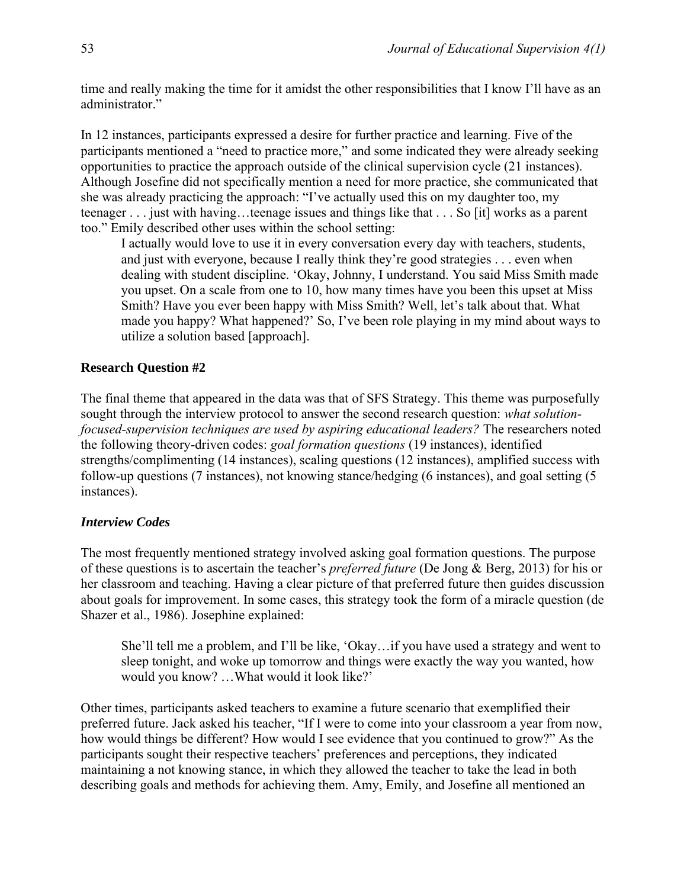time and really making the time for it amidst the other responsibilities that I know I'll have as an administrator."

In 12 instances, participants expressed a desire for further practice and learning. Five of the participants mentioned a "need to practice more," and some indicated they were already seeking opportunities to practice the approach outside of the clinical supervision cycle (21 instances). Although Josefine did not specifically mention a need for more practice, she communicated that she was already practicing the approach: "I've actually used this on my daughter too, my teenager . . . just with having…teenage issues and things like that . . . So [it] works as a parent too." Emily described other uses within the school setting:

> I actually would love to use it in every conversation every day with teachers, students, and just with everyone, because I really think they're good strategies . . . even when dealing with student discipline. 'Okay, Johnny, I understand. You said Miss Smith made you upset. On a scale from one to 10, how many times have you been this upset at Miss Smith? Have you ever been happy with Miss Smith? Well, let's talk about that. What made you happy? What happened?' So, I've been role playing in my mind about ways to utilize a solution based [approach].

**Research Question #2**

The final theme that appeared in the data was that of SFS Strategy. This theme was purposefully sought through the interview protocol to answer the second research question: *what solution-focused-supervision techniques are used by aspiring educational leaders?* The researchers noted the following theory-driven codes: *goal formation questions* (19 instances), identified strengths/complimenting (14 instances), scaling questions (12 instances), amplified success with follow-up questions (7 instances), not knowing stance/hedging (6 instances), and goal setting (5 instances).

***Interview Codes***

The most frequently mentioned strategy involved asking goal formation questions. The purpose of these questions is to ascertain the teacher's *preferred future* (De Jong & Berg, 2013) for his or her classroom and teaching. Having a clear picture of that preferred future then guides discussion about goals for improvement. In some cases, this strategy took the form of a miracle question (de Shazer et al., 1986). Josephine explained:

> She'll tell me a problem, and I'll be like, 'Okay…if you have used a strategy and went to sleep tonight, and woke up tomorrow and things were exactly the way you wanted, how would you know? …What would it look like?'

Other times, participants asked teachers to examine a future scenario that exemplified their preferred future. Jack asked his teacher, "If I were to come into your classroom a year from now, how would things be different? How would I see evidence that you continued to grow?" As the participants sought their respective teachers' preferences and perceptions, they indicated maintaining a not knowing stance, in which they allowed the teacher to take the lead in both describing goals and methods for achieving them. Amy, Emily, and Josefine all mentioned an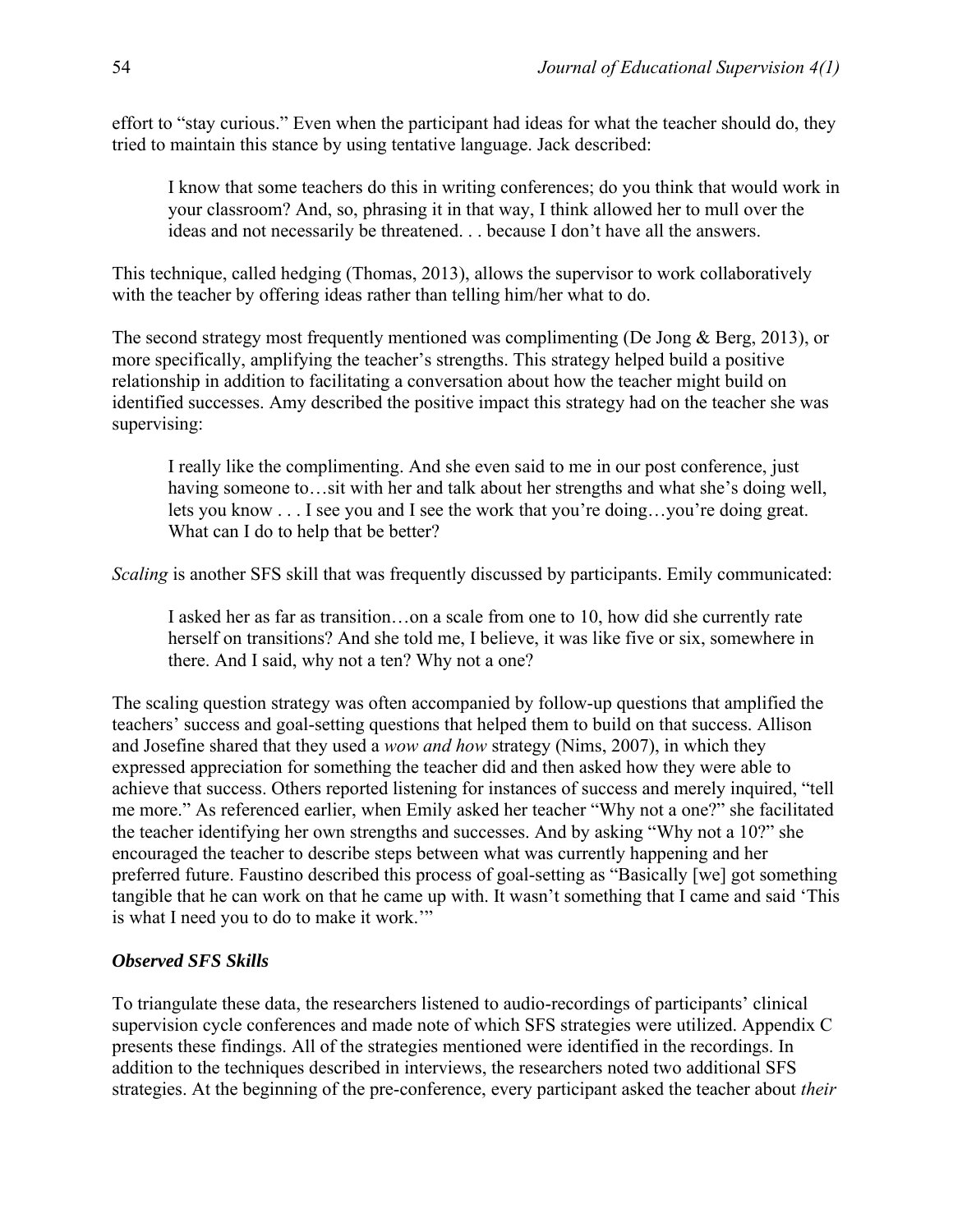effort to "stay curious." Even when the participant had ideas for what the teacher should do, they tried to maintain this stance by using tentative language. Jack described:

> I know that some teachers do this in writing conferences; do you think that would work in your classroom? And, so, phrasing it in that way, I think allowed her to mull over the ideas and not necessarily be threatened. . . because I don't have all the answers.

This technique, called hedging (Thomas, 2013), allows the supervisor to work collaboratively with the teacher by offering ideas rather than telling him/her what to do.

The second strategy most frequently mentioned was complimenting (De Jong & Berg, 2013), or more specifically, amplifying the teacher's strengths. This strategy helped build a positive relationship in addition to facilitating a conversation about how the teacher might build on identified successes. Amy described the positive impact this strategy had on the teacher she was supervising:

> I really like the complimenting. And she even said to me in our post conference, just having someone to…sit with her and talk about her strengths and what she's doing well, lets you know . . . I see you and I see the work that you're doing…you're doing great. What can I do to help that be better?

*Scaling* is another SFS skill that was frequently discussed by participants. Emily communicated:

> I asked her as far as transition…on a scale from one to 10, how did she currently rate herself on transitions? And she told me, I believe, it was like five or six, somewhere in there. And I said, why not a ten? Why not a one?

The scaling question strategy was often accompanied by follow-up questions that amplified the teachers' success and goal-setting questions that helped them to build on that success. Allison and Josefine shared that they used a *wow and how* strategy (Nims, 2007), in which they expressed appreciation for something the teacher did and then asked how they were able to achieve that success. Others reported listening for instances of success and merely inquired, "tell me more." As referenced earlier, when Emily asked her teacher "Why not a one?" she facilitated the teacher identifying her own strengths and successes. And by asking "Why not a 10?" she encouraged the teacher to describe steps between what was currently happening and her preferred future. Faustino described this process of goal-setting as "Basically [we] got something tangible that he can work on that he came up with. It wasn't something that I came and said 'This is what I need you to do to make it work.'"

### *Observed SFS Skills*

To triangulate these data, the researchers listened to audio-recordings of participants' clinical supervision cycle conferences and made note of which SFS strategies were utilized. Appendix C presents these findings. All of the strategies mentioned were identified in the recordings. In addition to the techniques described in interviews, the researchers noted two additional SFS strategies. At the beginning of the pre-conference, every participant asked the teacher about *their*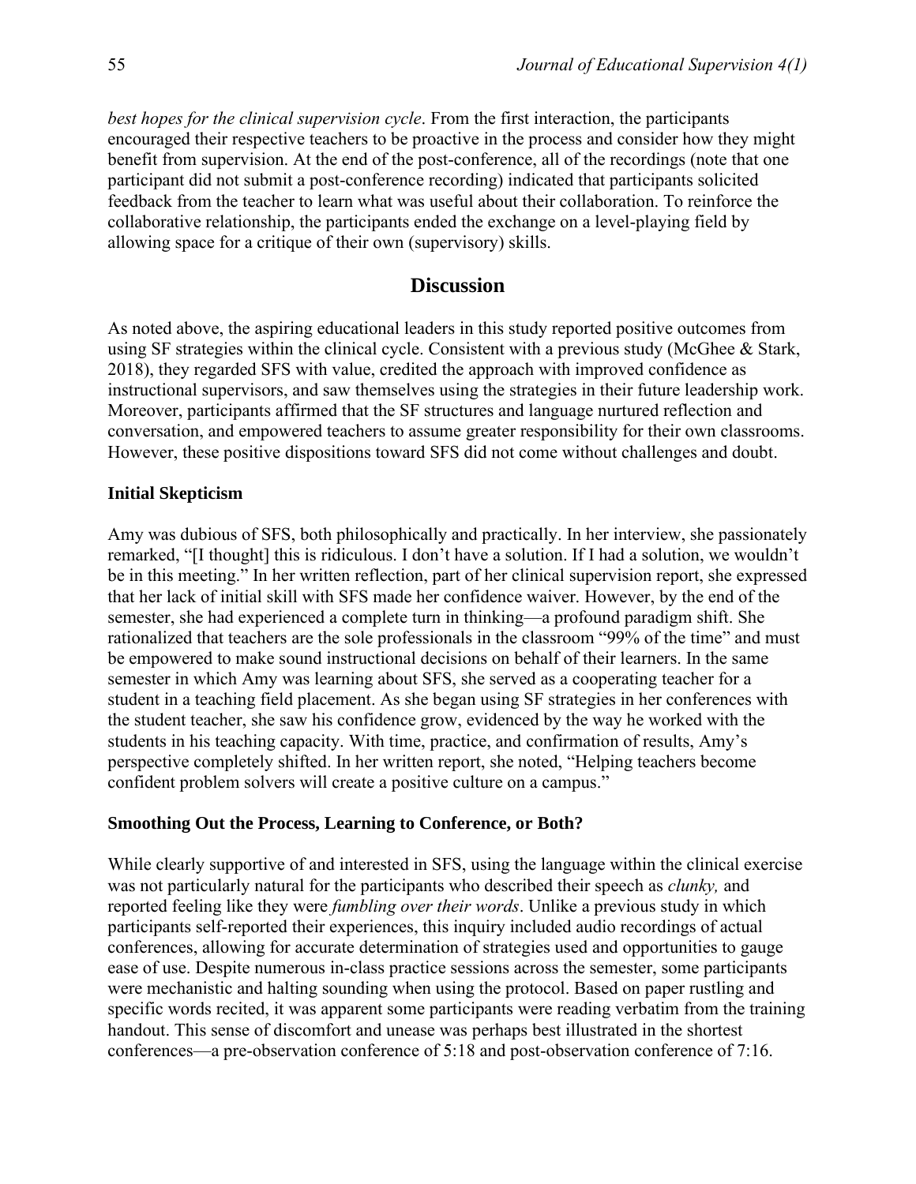*best hopes for the clinical supervision cycle*. From the first interaction, the participants encouraged their respective teachers to be proactive in the process and consider how they might benefit from supervision. At the end of the post-conference, all of the recordings (note that one participant did not submit a post-conference recording) indicated that participants solicited feedback from the teacher to learn what was useful about their collaboration. To reinforce the collaborative relationship, the participants ended the exchange on a level-playing field by allowing space for a critique of their own (supervisory) skills.

## Discussion

As noted above, the aspiring educational leaders in this study reported positive outcomes from using SF strategies within the clinical cycle. Consistent with a previous study (McGhee & Stark, 2018), they regarded SFS with value, credited the approach with improved confidence as instructional supervisors, and saw themselves using the strategies in their future leadership work. Moreover, participants affirmed that the SF structures and language nurtured reflection and conversation, and empowered teachers to assume greater responsibility for their own classrooms. However, these positive dispositions toward SFS did not come without challenges and doubt.

### Initial Skepticism

Amy was dubious of SFS, both philosophically and practically. In her interview, she passionately remarked, "[I thought] this is ridiculous. I don't have a solution. If I had a solution, we wouldn't be in this meeting." In her written reflection, part of her clinical supervision report, she expressed that her lack of initial skill with SFS made her confidence waiver. However, by the end of the semester, she had experienced a complete turn in thinking—a profound paradigm shift. She rationalized that teachers are the sole professionals in the classroom "99% of the time" and must be empowered to make sound instructional decisions on behalf of their learners. In the same semester in which Amy was learning about SFS, she served as a cooperating teacher for a student in a teaching field placement. As she began using SF strategies in her conferences with the student teacher, she saw his confidence grow, evidenced by the way he worked with the students in his teaching capacity. With time, practice, and confirmation of results, Amy's perspective completely shifted. In her written report, she noted, "Helping teachers become confident problem solvers will create a positive culture on a campus."

### Smoothing Out the Process, Learning to Conference, or Both?

While clearly supportive of and interested in SFS, using the language within the clinical exercise was not particularly natural for the participants who described their speech as *clunky,* and reported feeling like they were *fumbling over their words*. Unlike a previous study in which participants self-reported their experiences, this inquiry included audio recordings of actual conferences, allowing for accurate determination of strategies used and opportunities to gauge ease of use. Despite numerous in-class practice sessions across the semester, some participants were mechanistic and halting sounding when using the protocol. Based on paper rustling and specific words recited, it was apparent some participants were reading verbatim from the training handout. This sense of discomfort and unease was perhaps best illustrated in the shortest conferences—a pre-observation conference of 5:18 and post-observation conference of 7:16.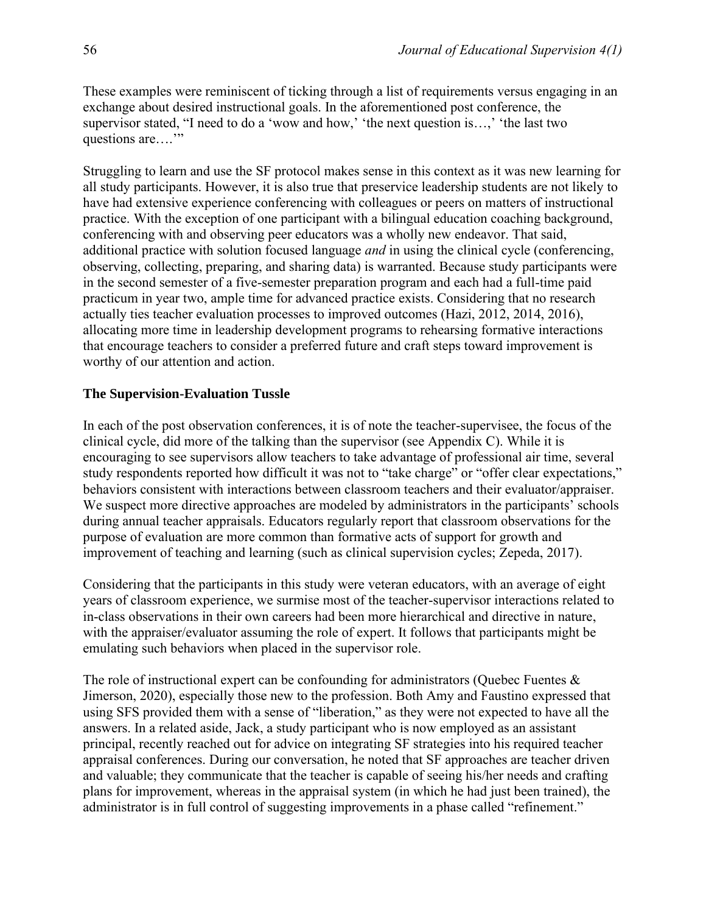These examples were reminiscent of ticking through a list of requirements versus engaging in an exchange about desired instructional goals. In the aforementioned post conference, the supervisor stated, "I need to do a 'wow and how,' 'the next question is…,' 'the last two questions are….'"

Struggling to learn and use the SF protocol makes sense in this context as it was new learning for all study participants. However, it is also true that preservice leadership students are not likely to have had extensive experience conferencing with colleagues or peers on matters of instructional practice. With the exception of one participant with a bilingual education coaching background, conferencing with and observing peer educators was a wholly new endeavor. That said, additional practice with solution focused language *and* in using the clinical cycle (conferencing, observing, collecting, preparing, and sharing data) is warranted. Because study participants were in the second semester of a five-semester preparation program and each had a full-time paid practicum in year two, ample time for advanced practice exists. Considering that no research actually ties teacher evaluation processes to improved outcomes (Hazi, 2012, 2014, 2016), allocating more time in leadership development programs to rehearsing formative interactions that encourage teachers to consider a preferred future and craft steps toward improvement is worthy of our attention and action.

### The Supervision-Evaluation Tussle

In each of the post observation conferences, it is of note the teacher-supervisee, the focus of the clinical cycle, did more of the talking than the supervisor (see Appendix C). While it is encouraging to see supervisors allow teachers to take advantage of professional air time, several study respondents reported how difficult it was not to "take charge" or "offer clear expectations," behaviors consistent with interactions between classroom teachers and their evaluator/appraiser. We suspect more directive approaches are modeled by administrators in the participants' schools during annual teacher appraisals. Educators regularly report that classroom observations for the purpose of evaluation are more common than formative acts of support for growth and improvement of teaching and learning (such as clinical supervision cycles; Zepeda, 2017).

Considering that the participants in this study were veteran educators, with an average of eight years of classroom experience, we surmise most of the teacher-supervisor interactions related to in-class observations in their own careers had been more hierarchical and directive in nature, with the appraiser/evaluator assuming the role of expert. It follows that participants might be emulating such behaviors when placed in the supervisor role.

The role of instructional expert can be confounding for administrators (Quebec Fuentes & Jimerson, 2020), especially those new to the profession. Both Amy and Faustino expressed that using SFS provided them with a sense of "liberation," as they were not expected to have all the answers. In a related aside, Jack, a study participant who is now employed as an assistant principal, recently reached out for advice on integrating SF strategies into his required teacher appraisal conferences. During our conversation, he noted that SF approaches are teacher driven and valuable; they communicate that the teacher is capable of seeing his/her needs and crafting plans for improvement, whereas in the appraisal system (in which he had just been trained), the administrator is in full control of suggesting improvements in a phase called "refinement."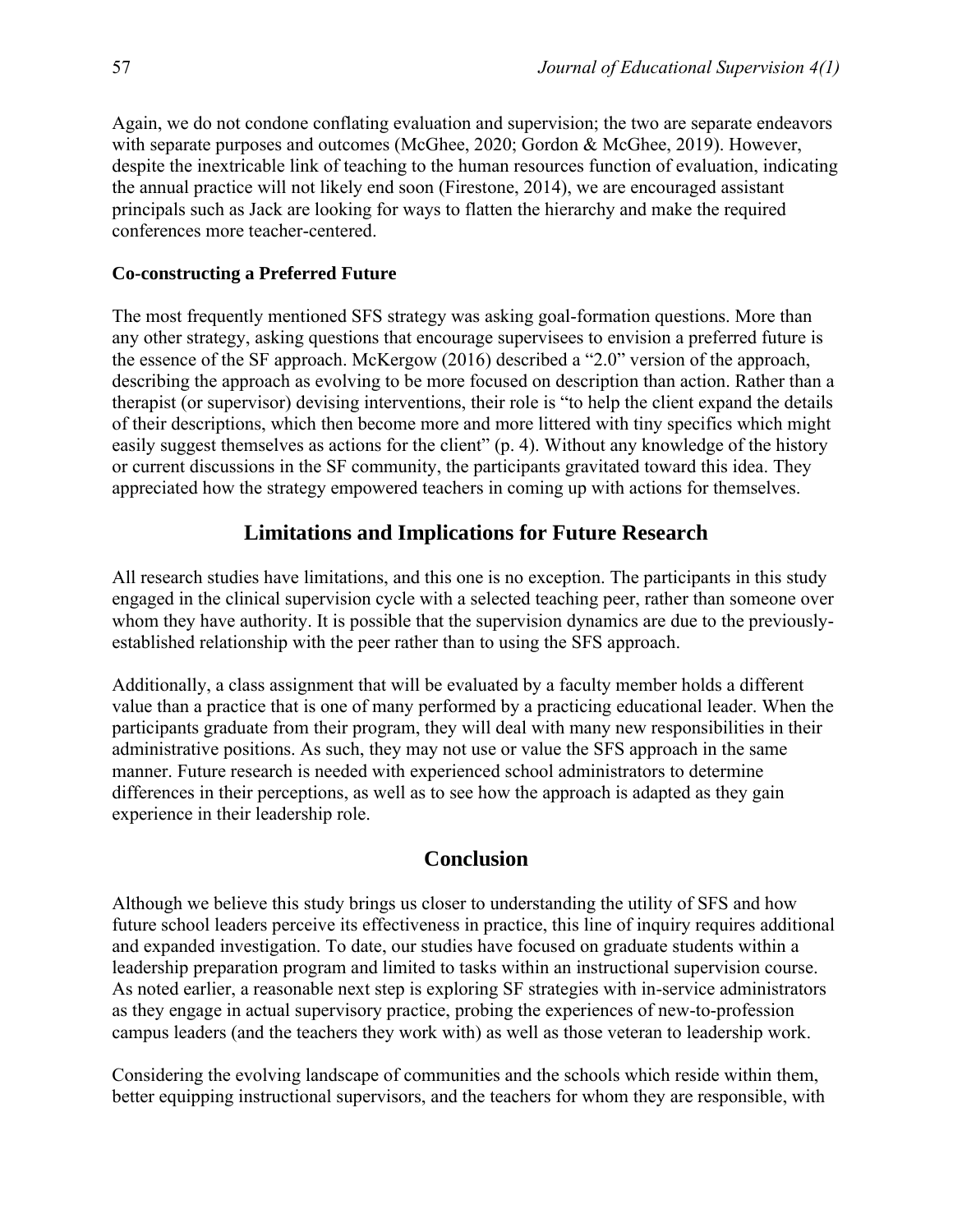Again, we do not condone conflating evaluation and supervision; the two are separate endeavors with separate purposes and outcomes (McGhee, 2020; Gordon & McGhee, 2019). However, despite the inextricable link of teaching to the human resources function of evaluation, indicating the annual practice will not likely end soon (Firestone, 2014), we are encouraged assistant principals such as Jack are looking for ways to flatten the hierarchy and make the required conferences more teacher-centered.

### Co-constructing a Preferred Future

The most frequently mentioned SFS strategy was asking goal-formation questions. More than any other strategy, asking questions that encourage supervisees to envision a preferred future is the essence of the SF approach. McKergow (2016) described a "2.0" version of the approach, describing the approach as evolving to be more focused on description than action. Rather than a therapist (or supervisor) devising interventions, their role is "to help the client expand the details of their descriptions, which then become more and more littered with tiny specifics which might easily suggest themselves as actions for the client" (p. 4). Without any knowledge of the history or current discussions in the SF community, the participants gravitated toward this idea. They appreciated how the strategy empowered teachers in coming up with actions for themselves.

## Limitations and Implications for Future Research

All research studies have limitations, and this one is no exception. The participants in this study engaged in the clinical supervision cycle with a selected teaching peer, rather than someone over whom they have authority. It is possible that the supervision dynamics are due to the previously-established relationship with the peer rather than to using the SFS approach.

Additionally, a class assignment that will be evaluated by a faculty member holds a different value than a practice that is one of many performed by a practicing educational leader. When the participants graduate from their program, they will deal with many new responsibilities in their administrative positions. As such, they may not use or value the SFS approach in the same manner. Future research is needed with experienced school administrators to determine differences in their perceptions, as well as to see how the approach is adapted as they gain experience in their leadership role.

## Conclusion

Although we believe this study brings us closer to understanding the utility of SFS and how future school leaders perceive its effectiveness in practice, this line of inquiry requires additional and expanded investigation. To date, our studies have focused on graduate students within a leadership preparation program and limited to tasks within an instructional supervision course. As noted earlier, a reasonable next step is exploring SF strategies with in-service administrators as they engage in actual supervisory practice, probing the experiences of new-to-profession campus leaders (and the teachers they work with) as well as those veteran to leadership work.

Considering the evolving landscape of communities and the schools which reside within them, better equipping instructional supervisors, and the teachers for whom they are responsible, with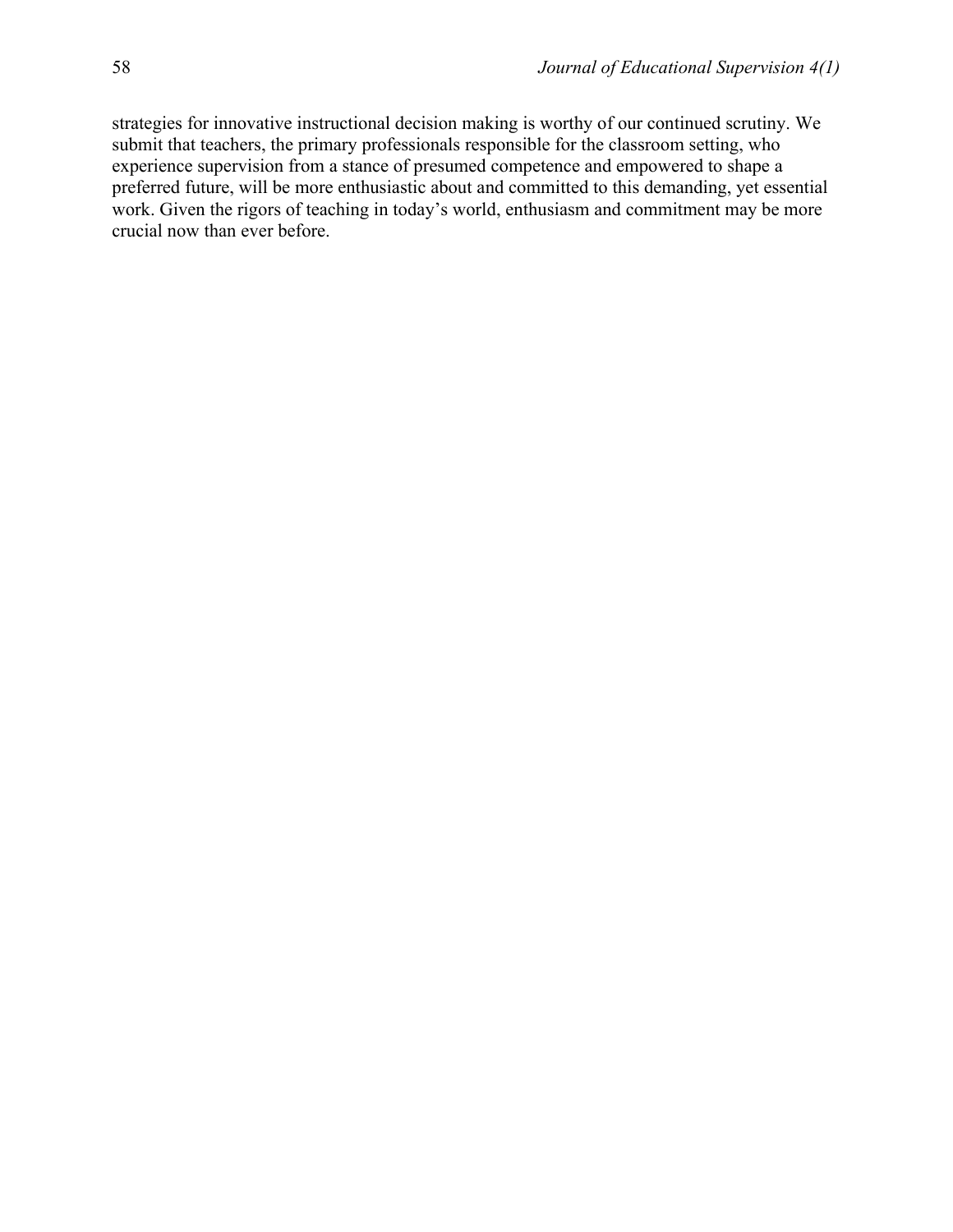strategies for innovative instructional decision making is worthy of our continued scrutiny. We submit that teachers, the primary professionals responsible for the classroom setting, who experience supervision from a stance of presumed competence and empowered to shape a preferred future, will be more enthusiastic about and committed to this demanding, yet essential work. Given the rigors of teaching in today's world, enthusiasm and commitment may be more crucial now than ever before.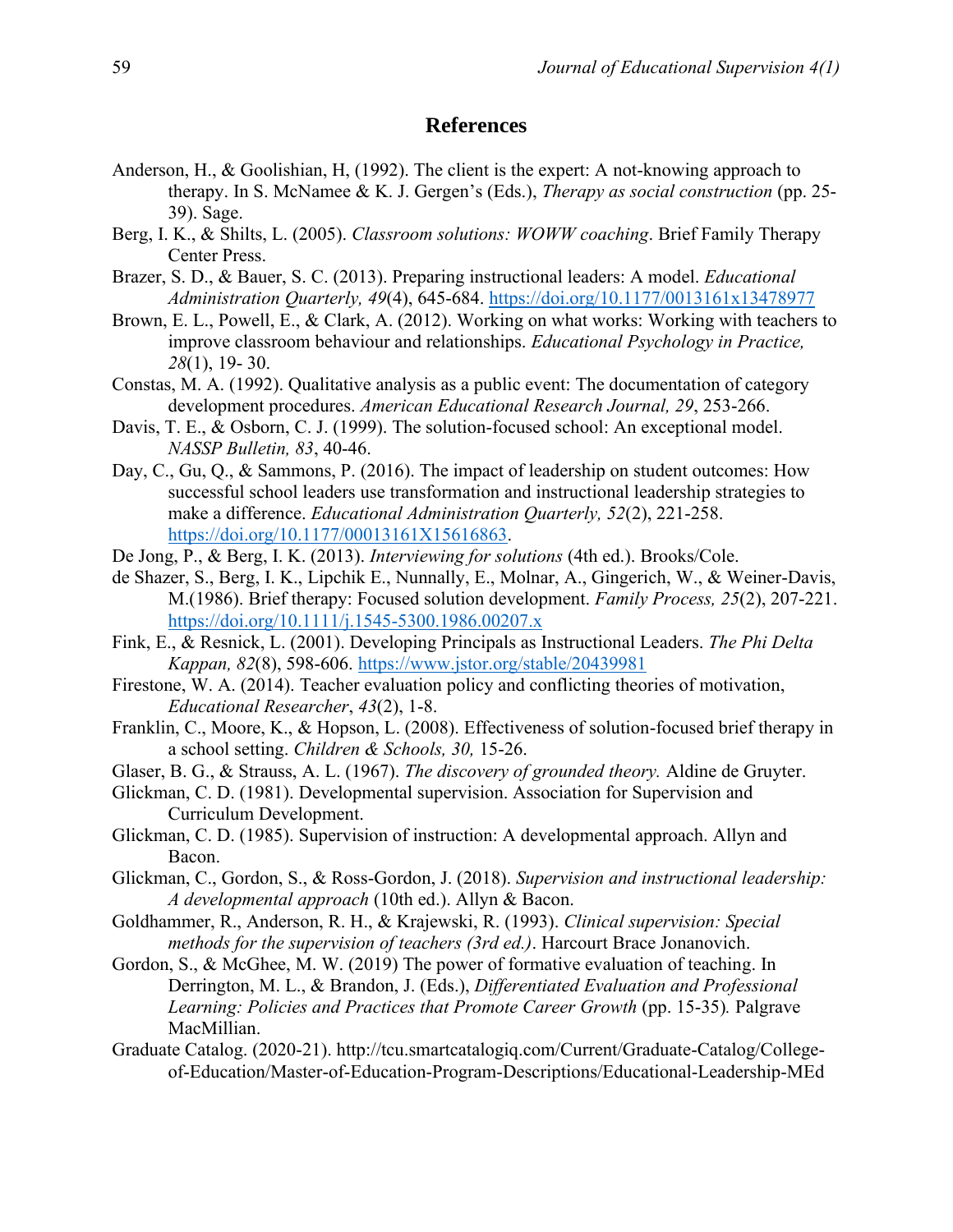## References

Anderson, H., & Goolishian, H, (1992). The client is the expert: A not-knowing approach to therapy. In S. McNamee & K. J. Gergen's (Eds.), *Therapy as social construction* (pp. 25-39). Sage.

Berg, I. K., & Shilts, L. (2005). *Classroom solutions: WOWW coaching*. Brief Family Therapy Center Press.

Brazer, S. D., & Bauer, S. C. (2013). Preparing instructional leaders: A model. *Educational Administration Quarterly, 49*(4), 645-684. https://doi.org/10.1177/0013161x13478977

Brown, E. L., Powell, E., & Clark, A. (2012). Working on what works: Working with teachers to improve classroom behaviour and relationships. *Educational Psychology in Practice, 28*(1), 19- 30.

Constas, M. A. (1992). Qualitative analysis as a public event: The documentation of category development procedures. *American Educational Research Journal, 29*, 253-266.

Davis, T. E., & Osborn, C. J. (1999). The solution-focused school: An exceptional model. *NASSP Bulletin, 83*, 40-46.

Day, C., Gu, Q., & Sammons, P. (2016). The impact of leadership on student outcomes: How successful school leaders use transformation and instructional leadership strategies to make a difference. *Educational Administration Quarterly, 52*(2), 221-258. https://doi.org/10.1177/00013161X15616863.

De Jong, P., & Berg, I. K. (2013). *Interviewing for solutions* (4th ed.). Brooks/Cole.

de Shazer, S., Berg, I. K., Lipchik E., Nunnally, E., Molnar, A., Gingerich, W., & Weiner-Davis, M.(1986). Brief therapy: Focused solution development. *Family Process, 25*(2), 207-221. https://doi.org/10.1111/j.1545-5300.1986.00207.x

Fink, E., & Resnick, L. (2001). Developing Principals as Instructional Leaders. *The Phi Delta Kappan, 82*(8), 598-606. https://www.jstor.org/stable/20439981

Firestone, W. A. (2014). Teacher evaluation policy and conflicting theories of motivation, *Educational Researcher*, *43*(2), 1-8.

Franklin, C., Moore, K., & Hopson, L. (2008). Effectiveness of solution-focused brief therapy in a school setting. *Children & Schools, 30,* 15-26.

Glaser, B. G., & Strauss, A. L. (1967). *The discovery of grounded theory.* Aldine de Gruyter.

Glickman, C. D. (1981). Developmental supervision. Association for Supervision and Curriculum Development.

Glickman, C. D. (1985). Supervision of instruction: A developmental approach. Allyn and Bacon.

Glickman, C., Gordon, S., & Ross-Gordon, J. (2018). *Supervision and instructional leadership: A developmental approach* (10th ed.). Allyn & Bacon.

Goldhammer, R., Anderson, R. H., & Krajewski, R. (1993). *Clinical supervision: Special methods for the supervision of teachers (3rd ed.)*. Harcourt Brace Jonanovich.

Gordon, S., & McGhee, M. W. (2019) The power of formative evaluation of teaching. In Derrington, M. L., & Brandon, J. (Eds.), *Differentiated Evaluation and Professional Learning: Policies and Practices that Promote Career Growth* (pp. 15-35)*.* Palgrave MacMillian.

Graduate Catalog. (2020-21). http://tcu.smartcatalogiq.com/Current/Graduate-Catalog/College-of-Education/Master-of-Education-Program-Descriptions/Educational-Leadership-MEd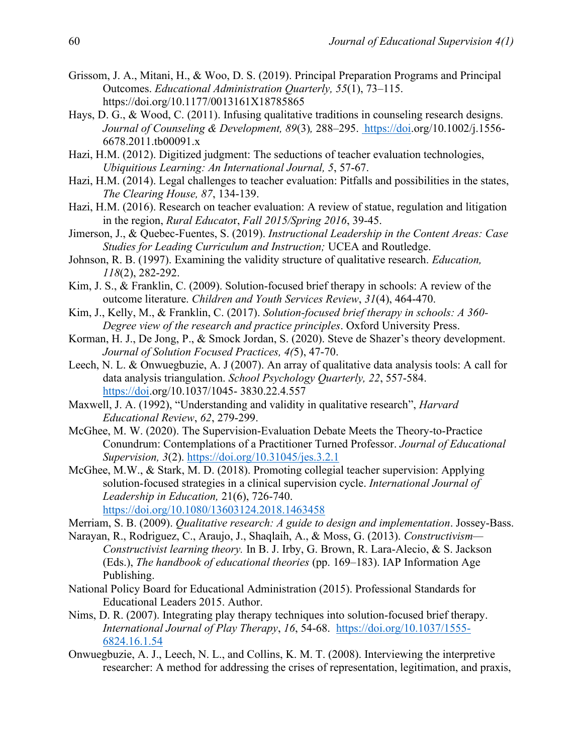Grissom, J. A., Mitani, H., & Woo, D. S. (2019). Principal Preparation Programs and Principal Outcomes. *Educational Administration Quarterly, 55*(1), 73–115. https://doi.org/10.1177/0013161X18785865

Hays, D. G., & Wood, C. (2011). Infusing qualitative traditions in counseling research designs. *Journal of Counseling & Development, 89*(3)*,* 288–295. https://doi.org/10.1002/j.1556-6678.2011.tb00091.x

Hazi, H.M. (2012). Digitized judgment: The seductions of teacher evaluation technologies, *Ubiquitious Learning: An International Journal, 5*, 57-67.

Hazi, H.M. (2014). Legal challenges to teacher evaluation: Pitfalls and possibilities in the states, *The Clearing House, 87*, 134-139.

Hazi, H.M. (2016). Research on teacher evaluation: A review of statue, regulation and litigation in the region, *Rural Educator*, *Fall 2015/Spring 2016*, 39-45.

Jimerson, J., & Quebec-Fuentes, S. (2019). *Instructional Leadership in the Content Areas: Case Studies for Leading Curriculum and Instruction;* UCEA and Routledge.

Johnson, R. B. (1997). Examining the validity structure of qualitative research. *Education, 118*(2), 282-292.

Kim, J. S., & Franklin, C. (2009). Solution-focused brief therapy in schools: A review of the outcome literature. *Children and Youth Services Review*, *31*(4), 464-470.

Kim, J., Kelly, M., & Franklin, C. (2017). *Solution-focused brief therapy in schools: A 360-Degree view of the research and practice principles*. Oxford University Press.

Korman, H. J., De Jong, P., & Smock Jordan, S. (2020). Steve de Shazer's theory development. *Journal of Solution Focused Practices, 4(*5), 47-70.

Leech, N. L. & Onwuegbuzie, A. J (2007). An array of qualitative data analysis tools: A call for data analysis triangulation. *School Psychology Quarterly, 22*, 557-584. https://doi.org/10.1037/1045- 3830.22.4.557

Maxwell, J. A. (1992), "Understanding and validity in qualitative research", *Harvard Educational Review*, *62*, 279-299.

McGhee, M. W. (2020). The Supervision-Evaluation Debate Meets the Theory-to-Practice Conundrum: Contemplations of a Practitioner Turned Professor. *Journal of Educational Supervision, 3*(2). https://doi.org/10.31045/jes.3.2.1

McGhee, M.W., & Stark, M. D. (2018). Promoting collegial teacher supervision: Applying solution-focused strategies in a clinical supervision cycle. *International Journal of Leadership in Education,* 21(6), 726-740. https://doi.org/10.1080/13603124.2018.1463458

Merriam, S. B. (2009). *Qualitative research: A guide to design and implementation*. Jossey-Bass.

Narayan, R., Rodriguez, C., Araujo, J., Shaqlaih, A., & Moss, G. (2013). *Constructivism—Constructivist learning theory.* In B. J. Irby, G. Brown, R. Lara-Alecio, & S. Jackson (Eds.), *The handbook of educational theories* (pp. 169–183). IAP Information Age Publishing.

National Policy Board for Educational Administration (2015). Professional Standards for Educational Leaders 2015. Author.

Nims, D. R. (2007). Integrating play therapy techniques into solution-focused brief therapy. *International Journal of Play Therapy*, *16*, 54-68. https://doi.org/10.1037/1555-6824.16.1.54

Onwuegbuzie, A. J., Leech, N. L., and Collins, K. M. T. (2008). Interviewing the interpretive researcher: A method for addressing the crises of representation, legitimation, and praxis,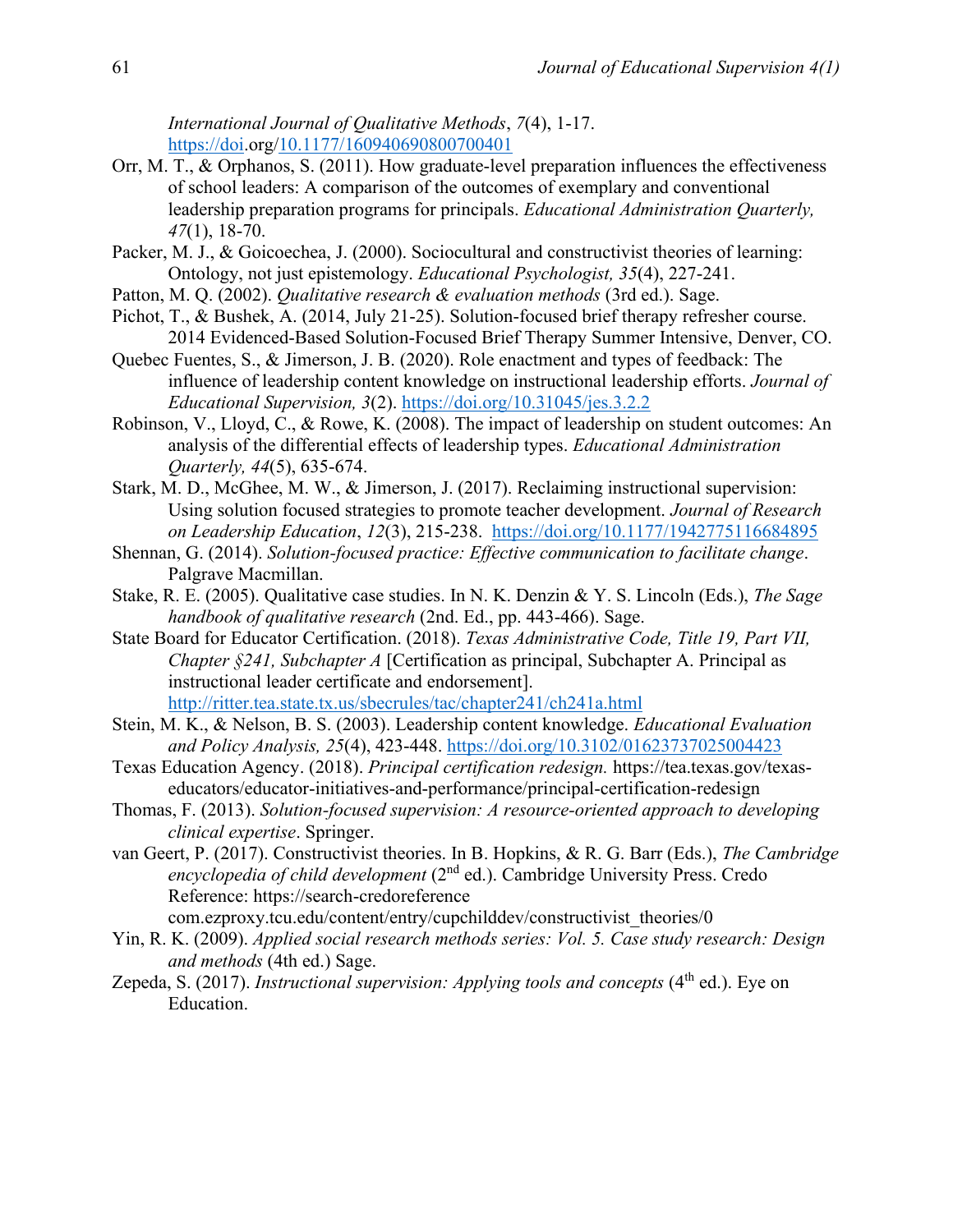*International Journal of Qualitative Methods*, *7*(4), 1-17. https://doi.org/10.1177/160940690800700401

Orr, M. T., & Orphanos, S. (2011). How graduate-level preparation influences the effectiveness of school leaders: A comparison of the outcomes of exemplary and conventional leadership preparation programs for principals. *Educational Administration Quarterly, 47*(1), 18-70.

Packer, M. J., & Goicoechea, J. (2000). Sociocultural and constructivist theories of learning: Ontology, not just epistemology. *Educational Psychologist, 35*(4), 227-241.

Patton, M. Q. (2002). *Qualitative research & evaluation methods* (3rd ed.). Sage.

Pichot, T., & Bushek, A. (2014, July 21-25). Solution-focused brief therapy refresher course. 2014 Evidenced-Based Solution-Focused Brief Therapy Summer Intensive, Denver, CO.

Quebec Fuentes, S., & Jimerson, J. B. (2020). Role enactment and types of feedback: The influence of leadership content knowledge on instructional leadership efforts. *Journal of Educational Supervision, 3*(2). https://doi.org/10.31045/jes.3.2.2

Robinson, V., Lloyd, C., & Rowe, K. (2008). The impact of leadership on student outcomes: An analysis of the differential effects of leadership types. *Educational Administration Quarterly, 44*(5), 635-674.

Stark, M. D., McGhee, M. W., & Jimerson, J. (2017). Reclaiming instructional supervision: Using solution focused strategies to promote teacher development. *Journal of Research on Leadership Education*, *12*(3), 215-238. https://doi.org/10.1177/1942775116684895

Shennan, G. (2014). *Solution-focused practice: Effective communication to facilitate change*. Palgrave Macmillan.

Stake, R. E. (2005). Qualitative case studies. In N. K. Denzin & Y. S. Lincoln (Eds.), *The Sage handbook of qualitative research* (2nd. Ed., pp. 443-466). Sage.

State Board for Educator Certification. (2018). *Texas Administrative Code, Title 19, Part VII, Chapter §241, Subchapter A* [Certification as principal, Subchapter A. Principal as instructional leader certificate and endorsement]. http://ritter.tea.state.tx.us/sbecrules/tac/chapter241/ch241a.html

Stein, M. K., & Nelson, B. S. (2003). Leadership content knowledge. *Educational Evaluation and Policy Analysis, 25*(4), 423-448. https://doi.org/10.3102/01623737025004423

Texas Education Agency. (2018). *Principal certification redesign.* https://tea.texas.gov/texas-educators/educator-initiatives-and-performance/principal-certification-redesign

Thomas, F. (2013). *Solution-focused supervision: A resource-oriented approach to developing clinical expertise*. Springer.

van Geert, P. (2017). Constructivist theories. In B. Hopkins, & R. G. Barr (Eds.), *The Cambridge encyclopedia of child development* (2nd ed.). Cambridge University Press. Credo Reference: https://search-credoreference com.ezproxy.tcu.edu/content/entry/cupchilddev/constructivist_theories/0

Yin, R. K. (2009). *Applied social research methods series: Vol. 5. Case study research: Design and methods* (4th ed.) Sage.

Zepeda, S. (2017). *Instructional supervision: Applying tools and concepts* (4th ed.). Eye on Education.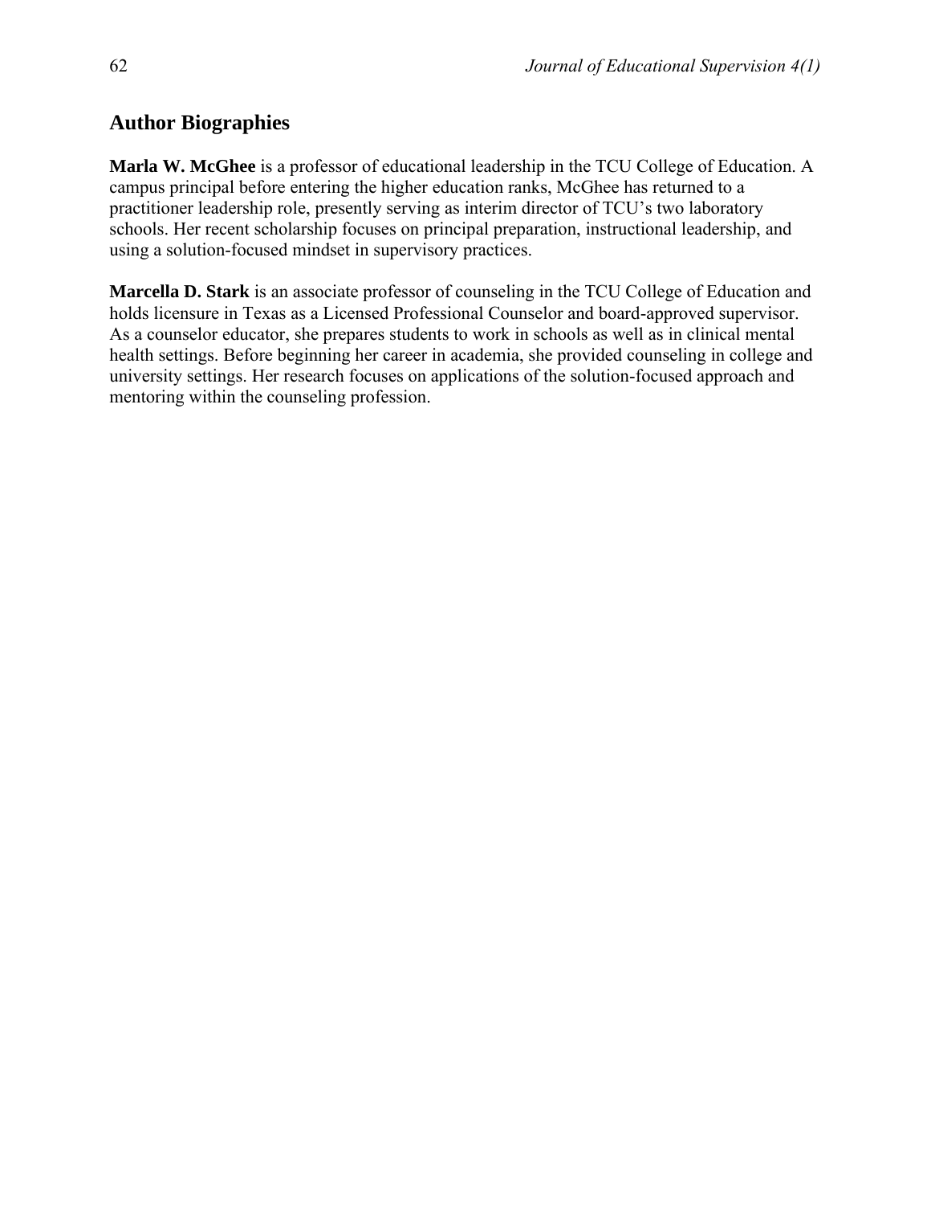## Author Biographies

**Marla W. McGhee** is a professor of educational leadership in the TCU College of Education. A campus principal before entering the higher education ranks, McGhee has returned to a practitioner leadership role, presently serving as interim director of TCU's two laboratory schools. Her recent scholarship focuses on principal preparation, instructional leadership, and using a solution-focused mindset in supervisory practices.

**Marcella D. Stark** is an associate professor of counseling in the TCU College of Education and holds licensure in Texas as a Licensed Professional Counselor and board-approved supervisor. As a counselor educator, she prepares students to work in schools as well as in clinical mental health settings. Before beginning her career in academia, she provided counseling in college and university settings. Her research focuses on applications of the solution-focused approach and mentoring within the counseling profession.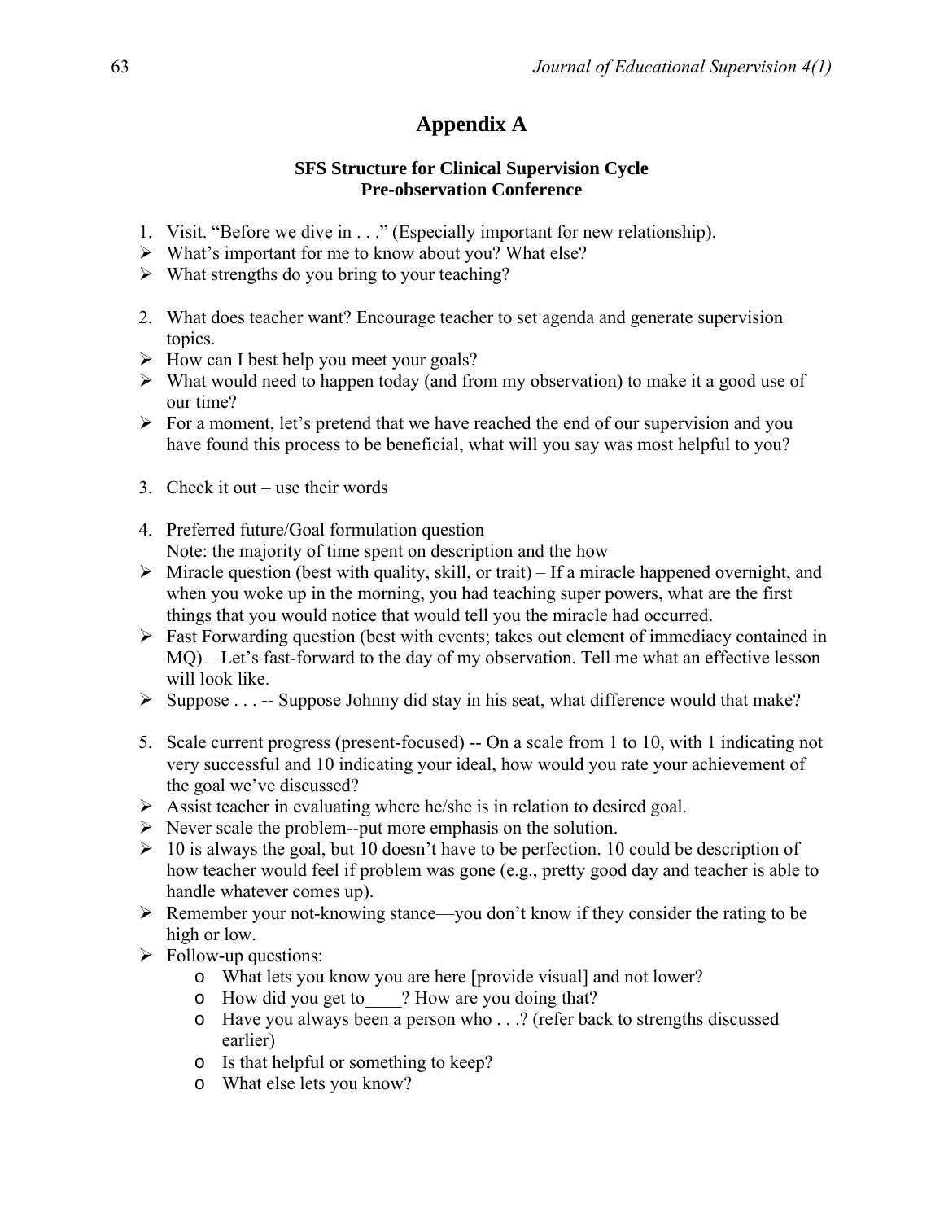# Appendix A

### SFS Structure for Clinical Supervision Cycle
### Pre-observation Conference

1. Visit. "Before we dive in . . ." (Especially important for new relationship).
- What's important for me to know about you? What else?
- What strengths do you bring to your teaching?

2. What does teacher want? Encourage teacher to set agenda and generate supervision topics.
- How can I best help you meet your goals?
- What would need to happen today (and from my observation) to make it a good use of our time?
- For a moment, let's pretend that we have reached the end of our supervision and you have found this process to be beneficial, what will you say was most helpful to you?

3. Check it out – use their words

4. Preferred future/Goal formulation question
   Note: the majority of time spent on description and the how
- Miracle question (best with quality, skill, or trait) – If a miracle happened overnight, and when you woke up in the morning, you had teaching super powers, what are the first things that you would notice that would tell you the miracle had occurred.
- Fast Forwarding question (best with events; takes out element of immediacy contained in MQ) – Let's fast-forward to the day of my observation. Tell me what an effective lesson will look like.
- Suppose . . . -- Suppose Johnny did stay in his seat, what difference would that make?

5. Scale current progress (present-focused) -- On a scale from 1 to 10, with 1 indicating not very successful and 10 indicating your ideal, how would you rate your achievement of the goal we've discussed?
- Assist teacher in evaluating where he/she is in relation to desired goal.
- Never scale the problem--put more emphasis on the solution.
- 10 is always the goal, but 10 doesn't have to be perfection. 10 could be description of how teacher would feel if problem was gone (e.g., pretty good day and teacher is able to handle whatever comes up).
- Remember your not-knowing stance—you don't know if they consider the rating to be high or low.
- Follow-up questions:
  - What lets you know you are here [provide visual] and not lower?
  - How did you get to____? How are you doing that?
  - Have you always been a person who . . .? (refer back to strengths discussed earlier)
  - Is that helpful or something to keep?
  - What else lets you know?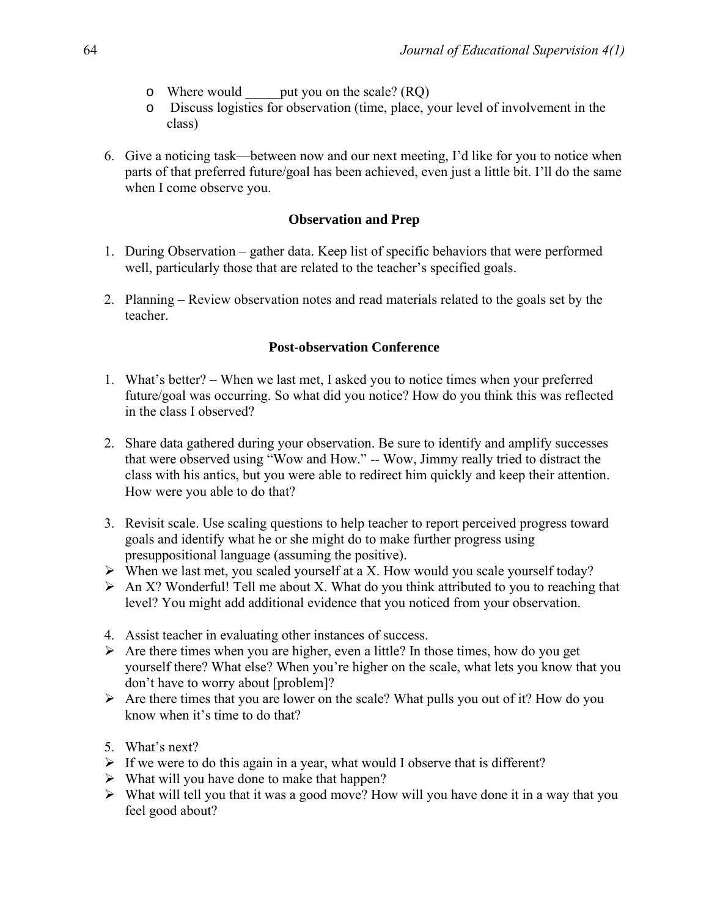- Where would _____put you on the scale? (RQ)
- Discuss logistics for observation (time, place, your level of involvement in the class)

6. Give a noticing task—between now and our next meeting, I'd like for you to notice when parts of that preferred future/goal has been achieved, even just a little bit. I'll do the same when I come observe you.

### Observation and Prep

1. During Observation – gather data. Keep list of specific behaviors that were performed well, particularly those that are related to the teacher's specified goals.

2. Planning – Review observation notes and read materials related to the goals set by the teacher.

### Post-observation Conference

1. What's better? – When we last met, I asked you to notice times when your preferred future/goal was occurring. So what did you notice? How do you think this was reflected in the class I observed?

2. Share data gathered during your observation. Be sure to identify and amplify successes that were observed using "Wow and How." -- Wow, Jimmy really tried to distract the class with his antics, but you were able to redirect him quickly and keep their attention. How were you able to do that?

3. Revisit scale. Use scaling questions to help teacher to report perceived progress toward goals and identify what he or she might do to make further progress using presuppositional language (assuming the positive).

- When we last met, you scaled yourself at a X. How would you scale yourself today?
- An X? Wonderful! Tell me about X. What do you think attributed to you to reaching that level? You might add additional evidence that you noticed from your observation.

4. Assist teacher in evaluating other instances of success.

- Are there times when you are higher, even a little? In those times, how do you get yourself there? What else? When you're higher on the scale, what lets you know that you don't have to worry about [problem]?
- Are there times that you are lower on the scale? What pulls you out of it? How do you know when it's time to do that?

5. What's next?

- If we were to do this again in a year, what would I observe that is different?
- What will you have done to make that happen?
- What will tell you that it was a good move? How will you have done it in a way that you feel good about?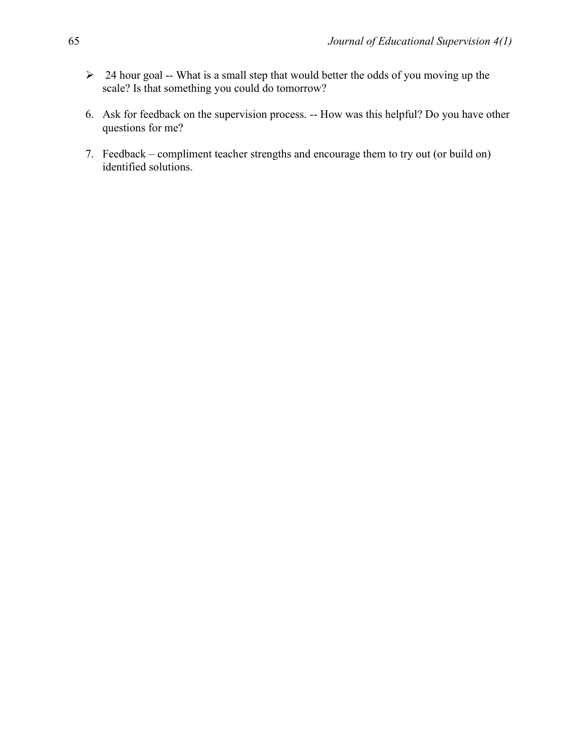- 24 hour goal -- What is a small step that would better the odds of you moving up the scale? Is that something you could do tomorrow?

6. Ask for feedback on the supervision process. -- How was this helpful? Do you have other questions for me?

7. Feedback – compliment teacher strengths and encourage them to try out (or build on) identified solutions.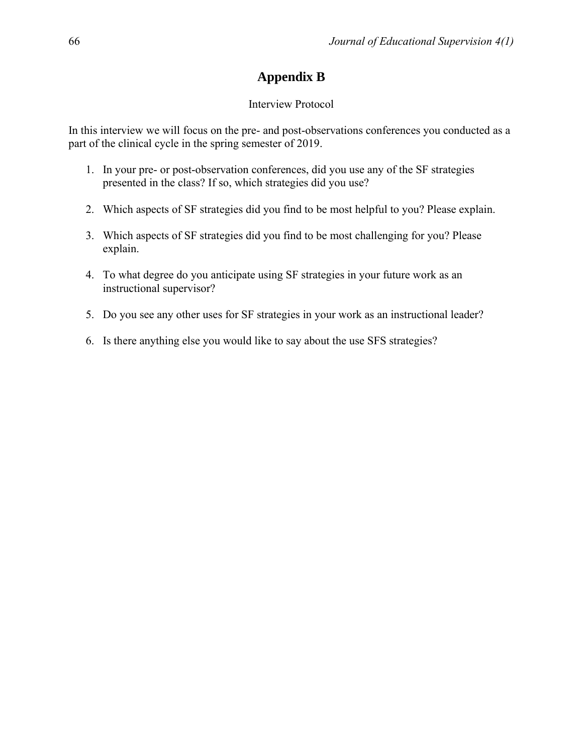# Appendix B

Interview Protocol

In this interview we will focus on the pre- and post-observations conferences you conducted as a part of the clinical cycle in the spring semester of 2019.

1. In your pre- or post-observation conferences, did you use any of the SF strategies presented in the class? If so, which strategies did you use?

2. Which aspects of SF strategies did you find to be most helpful to you? Please explain.

3. Which aspects of SF strategies did you find to be most challenging for you? Please explain.

4. To what degree do you anticipate using SF strategies in your future work as an instructional supervisor?

5. Do you see any other uses for SF strategies in your work as an instructional leader?

6. Is there anything else you would like to say about the use SFS strategies?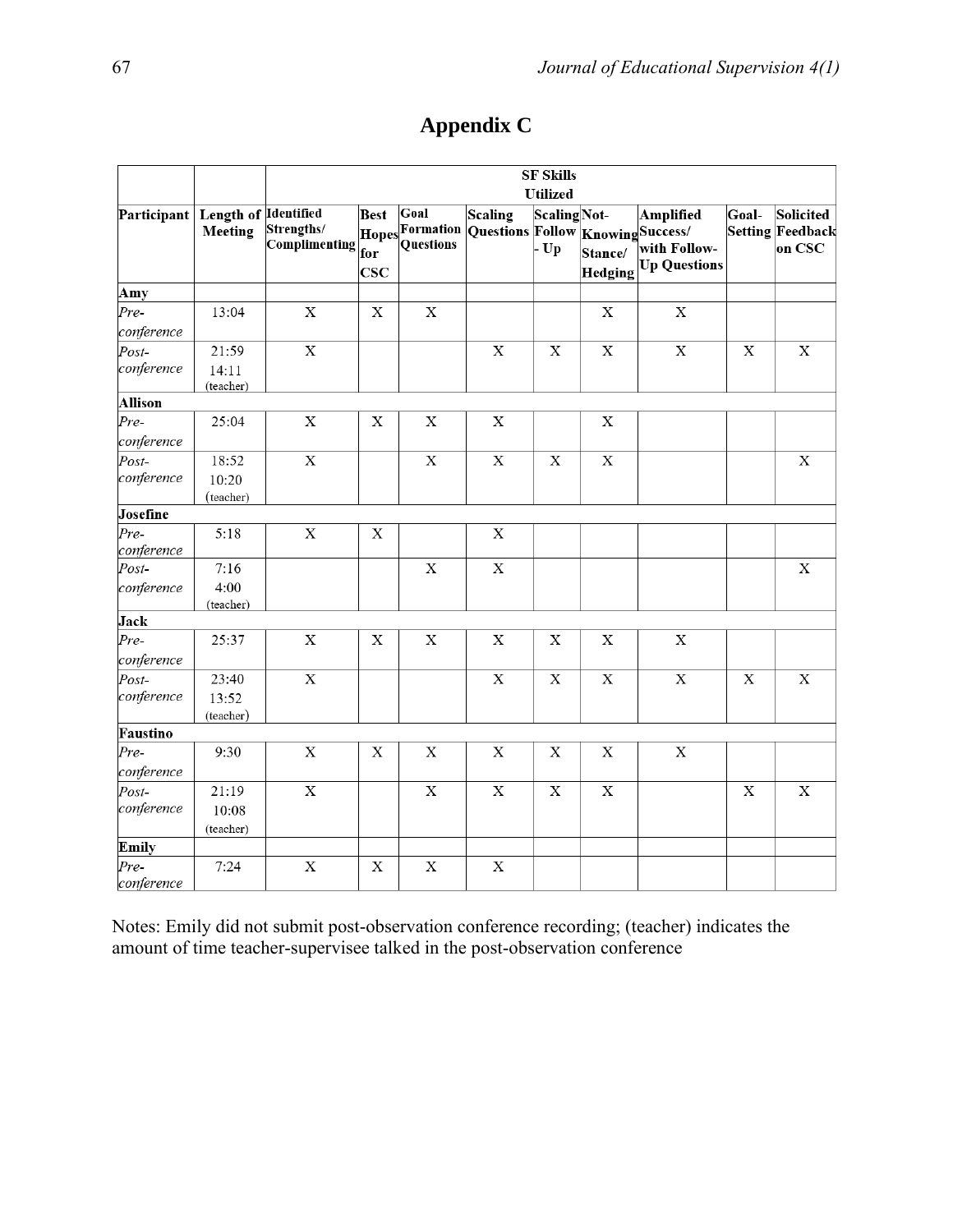## Appendix C

| | | SF Skills Utilized | | | | | | | | |
|---|---|---|---|---|---|---|---|---|---|---|
| Participant | Length of Meeting | Identified Strengths/ Complimenting | Best Hopes for CSC | Goal Formation Questions | Scaling Questions | Scaling Follow - Up | Not-Knowing Stance/ Hedging | Amplified Success/ with Follow-Up Questions | Goal-Setting | Solicited Feedback on CSC |
| **Amy** | | | | | | | | | | |
| *Pre-conference* | 13:04 | X | X | X | | | X | X | | |
| *Post-conference* | 21:59 14:11 (teacher) | X | | | X | X | X | X | X | X |
| **Allison** | | | | | | | | | | |
| *Pre-conference* | 25:04 | X | X | X | X | | X | | | |
| *Post-conference* | 18:52 10:20 (teacher) | X | | X | X | X | X | | | X |
| **Josefine** | | | | | | | | | | |
| *Pre-conference* | 5:18 | X | X | | X | | | | | |
| *Post-conference* | 7:16 4:00 (teacher) | | | X | X | | | | | X |
| **Jack** | | | | | | | | | | |
| *Pre-conference* | 25:37 | X | X | X | X | X | X | X | | |
| *Post-conference* | 23:40 13:52 (teacher) | X | | | X | X | X | X | X | X |
| **Faustino** | | | | | | | | | | |
| *Pre-conference* | 9:30 | X | X | X | X | X | X | X | | |
| *Post-conference* | 21:19 10:08 (teacher) | X | | X | X | X | X | | X | X |
| **Emily** | | | | | | | | | | |
| *Pre-conference* | 7:24 | X | X | X | X | | | | | |

Notes: Emily did not submit post-observation conference recording; (teacher) indicates the amount of time teacher-supervisee talked in the post-observation conference